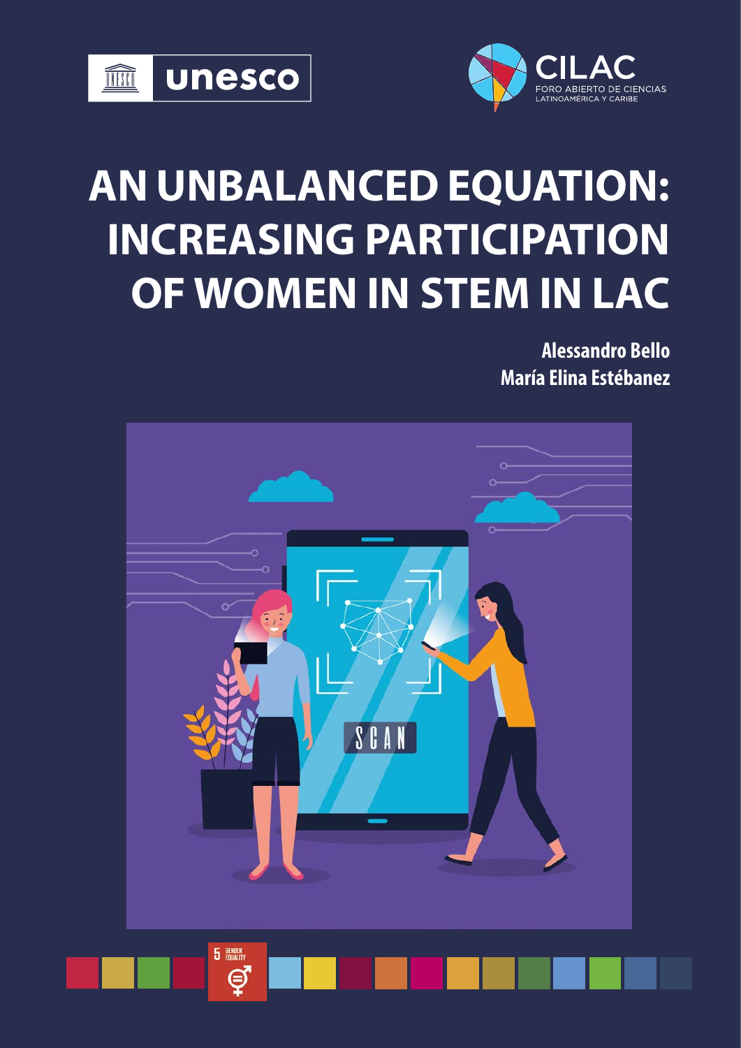unesco

CILAC
FORO ABIERTO DE CIENCIAS
LATINOAMÉRICA Y CARIBE

# AN UNBALANCED EQUATION: INCREASING PARTICIPATION OF WOMEN IN STEM IN LAC

**Alessandro Bello**
**María Elina Estébanez**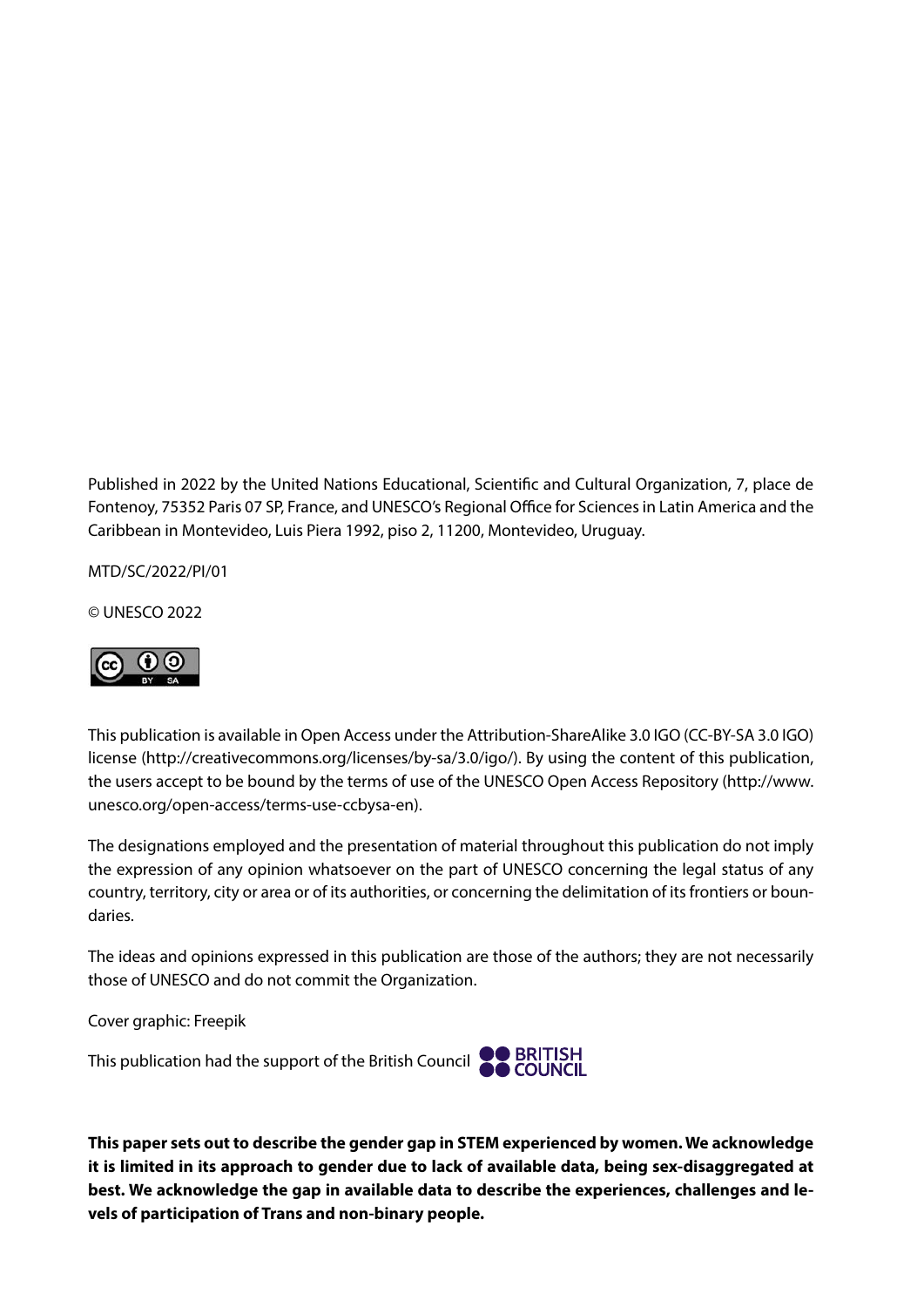Published in 2022 by the United Nations Educational, Scientific and Cultural Organization, 7, place de Fontenoy, 75352 Paris 07 SP, France, and UNESCO's Regional Office for Sciences in Latin America and the Caribbean in Montevideo, Luis Piera 1992, piso 2, 11200, Montevideo, Uruguay.

MTD/SC/2022/PI/01

© UNESCO 2022

This publication is available in Open Access under the Attribution-ShareAlike 3.0 IGO (CC-BY-SA 3.0 IGO) license (http://creativecommons.org/licenses/by-sa/3.0/igo/). By using the content of this publication, the users accept to be bound by the terms of use of the UNESCO Open Access Repository (http://www.unesco.org/open-access/terms-use-ccbysa-en).

The designations employed and the presentation of material throughout this publication do not imply the expression of any opinion whatsoever on the part of UNESCO concerning the legal status of any country, territory, city or area or of its authorities, or concerning the delimitation of its frontiers or boundaries.

The ideas and opinions expressed in this publication are those of the authors; they are not necessarily those of UNESCO and do not commit the Organization.

Cover graphic: Freepik

This publication had the support of the British Council

**This paper sets out to describe the gender gap in STEM experienced by women. We acknowledge it is limited in its approach to gender due to lack of available data, being sex-disaggregated at best. We acknowledge the gap in available data to describe the experiences, challenges and levels of participation of Trans and non-binary people.**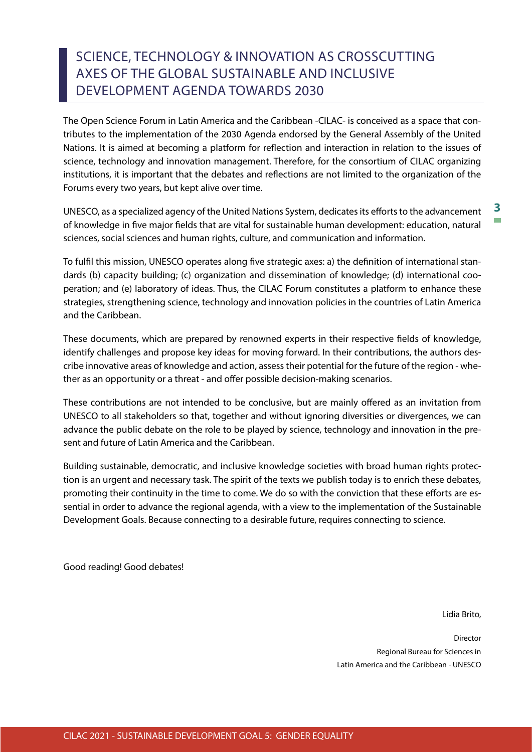# SCIENCE, TECHNOLOGY & INNOVATION AS CROSSCUTTING AXES OF THE GLOBAL SUSTAINABLE AND INCLUSIVE DEVELOPMENT AGENDA TOWARDS 2030

The Open Science Forum in Latin America and the Caribbean -CILAC- is conceived as a space that contributes to the implementation of the 2030 Agenda endorsed by the General Assembly of the United Nations. It is aimed at becoming a platform for reflection and interaction in relation to the issues of science, technology and innovation management. Therefore, for the consortium of CILAC organizing institutions, it is important that the debates and reflections are not limited to the organization of the Forums every two years, but kept alive over time.

UNESCO, as a specialized agency of the United Nations System, dedicates its efforts to the advancement of knowledge in five major fields that are vital for sustainable human development: education, natural sciences, social sciences and human rights, culture, and communication and information.

To fulfil this mission, UNESCO operates along five strategic axes: a) the definition of international standards (b) capacity building; (c) organization and dissemination of knowledge; (d) international cooperation; and (e) laboratory of ideas. Thus, the CILAC Forum constitutes a platform to enhance these strategies, strengthening science, technology and innovation policies in the countries of Latin America and the Caribbean.

These documents, which are prepared by renowned experts in their respective fields of knowledge, identify challenges and propose key ideas for moving forward. In their contributions, the authors describe innovative areas of knowledge and action, assess their potential for the future of the region - whether as an opportunity or a threat - and offer possible decision-making scenarios.

These contributions are not intended to be conclusive, but are mainly offered as an invitation from UNESCO to all stakeholders so that, together and without ignoring diversities or divergences, we can advance the public debate on the role to be played by science, technology and innovation in the present and future of Latin America and the Caribbean.

Building sustainable, democratic, and inclusive knowledge societies with broad human rights protection is an urgent and necessary task. The spirit of the texts we publish today is to enrich these debates, promoting their continuity in the time to come. We do so with the conviction that these efforts are essential in order to advance the regional agenda, with a view to the implementation of the Sustainable Development Goals. Because connecting to a desirable future, requires connecting to science.

Good reading! Good debates!

Lidia Brito,

Director
Regional Bureau for Sciences in
Latin America and the Caribbean - UNESCO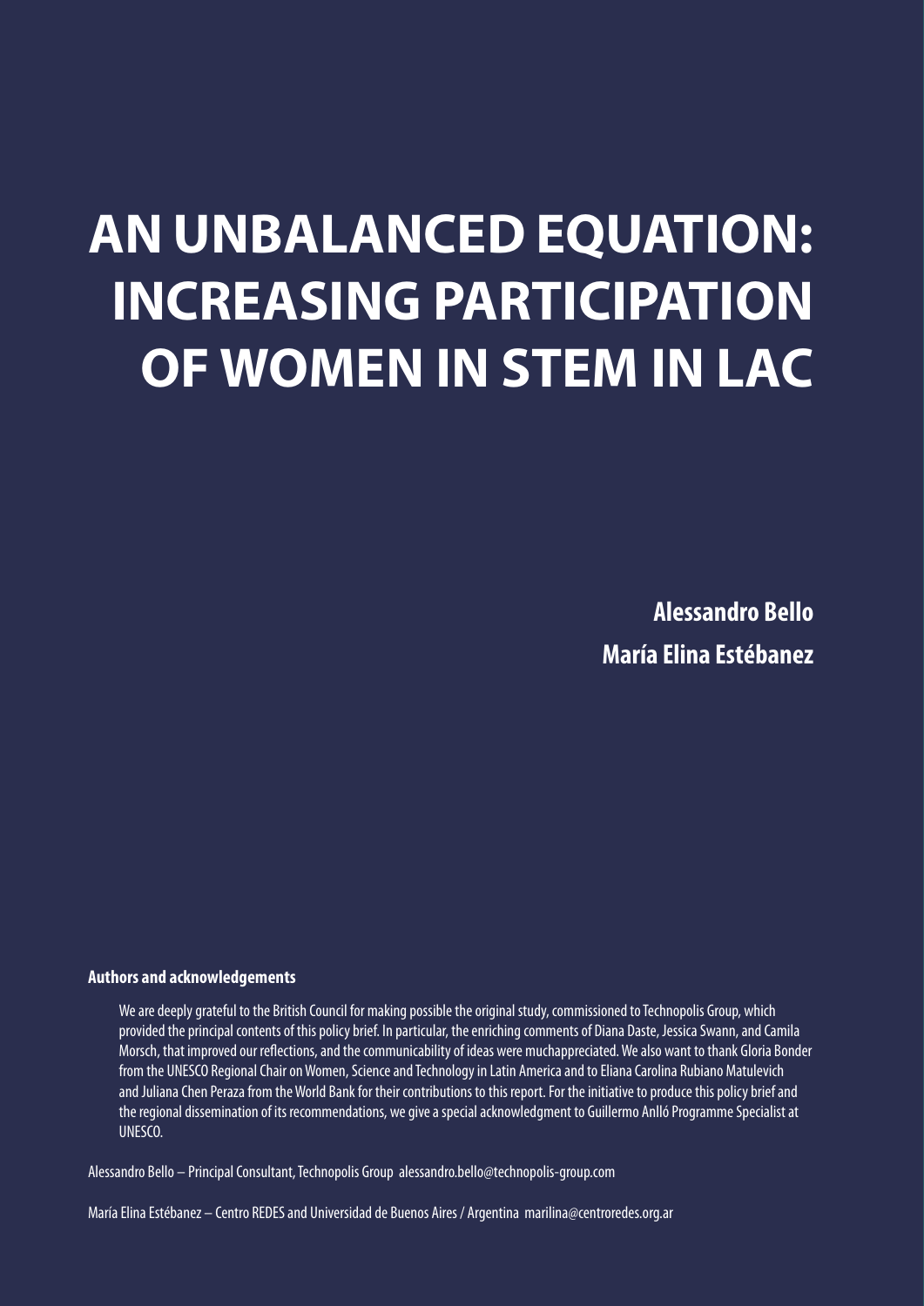# AN UNBALANCED EQUATION: INCREASING PARTICIPATION OF WOMEN IN STEM IN LAC

**Alessandro Bello**

**María Elina Estébanez**

**Authors and acknowledgements**

We are deeply grateful to the British Council for making possible the original study, commissioned to Technopolis Group, which provided the principal contents of this policy brief. In particular, the enriching comments of Diana Daste, Jessica Swann, and Camila Morsch, that improved our reflections, and the communicability of ideas were muchappreciated. We also want to thank Gloria Bonder from the UNESCO Regional Chair on Women, Science and Technology in Latin America and to Eliana Carolina Rubiano Matulevich and Juliana Chen Peraza from the World Bank for their contributions to this report. For the initiative to produce this policy brief and the regional dissemination of its recommendations, we give a special acknowledgment to Guillermo Anlló Programme Specialist at UNESCO.

Alessandro Bello – Principal Consultant, Technopolis Group alessandro.bello@technopolis-group.com

María Elina Estébanez – Centro REDES and Universidad de Buenos Aires / Argentina marilina@centroredes.org.ar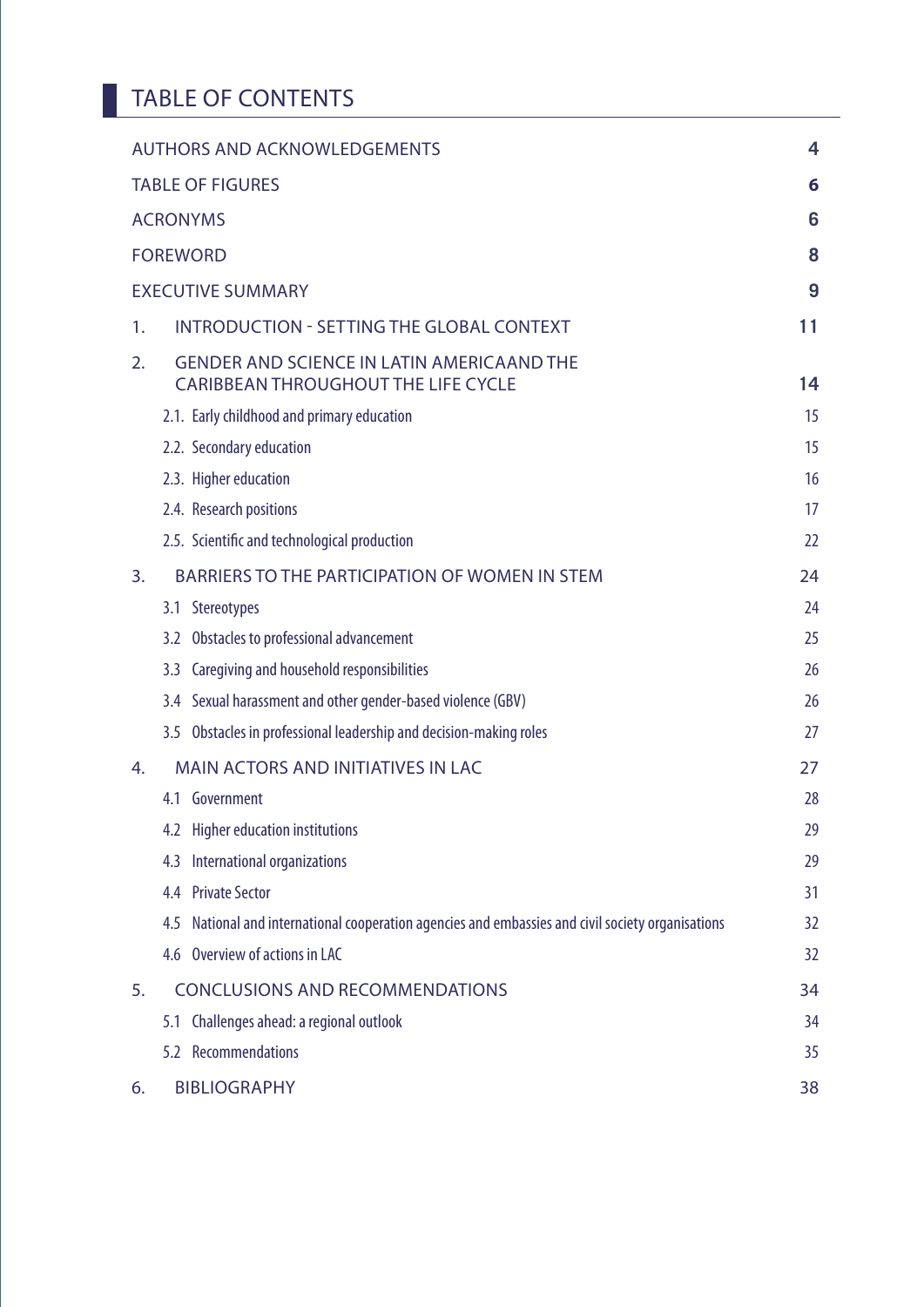## TABLE OF CONTENTS

AUTHORS AND ACKNOWLEDGEMENTS 4

TABLE OF FIGURES 6

ACRONYMS 6

FOREWORD 8

EXECUTIVE SUMMARY 9

1. INTRODUCTION - SETTING THE GLOBAL CONTEXT 11

2. GENDER AND SCIENCE IN LATIN AMERICAAND THE CARIBBEAN THROUGHOUT THE LIFE CYCLE 14
   - 2.1. Early childhood and primary education 15
   - 2.2. Secondary education 15
   - 2.3. Higher education 16
   - 2.4. Research positions 17
   - 2.5. Scientific and technological production 22

3. BARRIERS TO THE PARTICIPATION OF WOMEN IN STEM 24
   - 3.1 Stereotypes 24
   - 3.2 Obstacles to professional advancement 25
   - 3.3 Caregiving and household responsibilities 26
   - 3.4 Sexual harassment and other gender-based violence (GBV) 26
   - 3.5 Obstacles in professional leadership and decision-making roles 27

4. MAIN ACTORS AND INITIATIVES IN LAC 27
   - 4.1 Government 28
   - 4.2 Higher education institutions 29
   - 4.3 International organizations 29
   - 4.4 Private Sector 31
   - 4.5 National and international cooperation agencies and embassies and civil society organisations 32
   - 4.6 Overview of actions in LAC 32

5. CONCLUSIONS AND RECOMMENDATIONS 34
   - 5.1 Challenges ahead: a regional outlook 34
   - 5.2 Recommendations 35

6. BIBLIOGRAPHY 38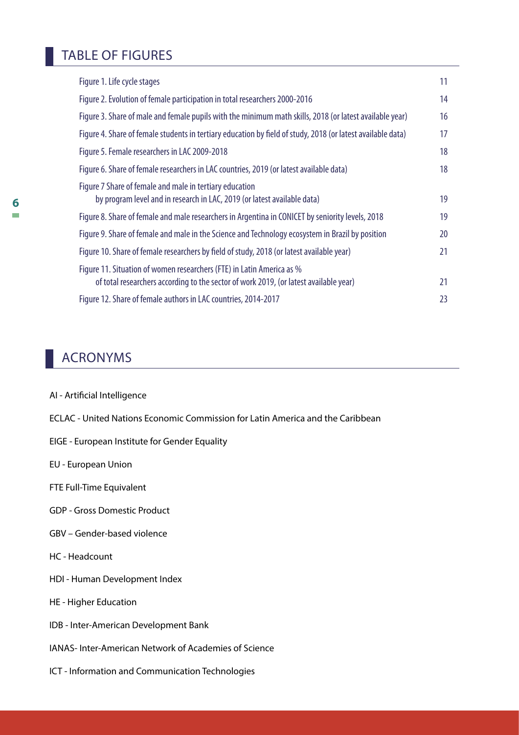## TABLE OF FIGURES

| | |
|---|---|
| Figure 1. Life cycle stages | 11 |
| Figure 2. Evolution of female participation in total researchers 2000-2016 | 14 |
| Figure 3. Share of male and female pupils with the minimum math skills, 2018 (or latest available year) | 16 |
| Figure 4. Share of female students in tertiary education by field of study, 2018 (or latest available data) | 17 |
| Figure 5. Female researchers in LAC 2009-2018 | 18 |
| Figure 6. Share of female researchers in LAC countries, 2019 (or latest available data) | 18 |
| Figure 7 Share of female and male in tertiary education by program level and in research in LAC, 2019 (or latest available data) | 19 |
| Figure 8. Share of female and male researchers in Argentina in CONICET by seniority levels, 2018 | 19 |
| Figure 9. Share of female and male in the Science and Technology ecosystem in Brazil by position | 20 |
| Figure 10. Share of female researchers by field of study, 2018 (or latest available year) | 21 |
| Figure 11. Situation of women researchers (FTE) in Latin America as % of total researchers according to the sector of work 2019, (or latest available year) | 21 |
| Figure 12. Share of female authors in LAC countries, 2014-2017 | 23 |

## ACRONYMS

AI - Artificial Intelligence

ECLAC - United Nations Economic Commission for Latin America and the Caribbean

EIGE - European Institute for Gender Equality

EU - European Union

FTE Full-Time Equivalent

GDP - Gross Domestic Product

GBV – Gender-based violence

HC - Headcount

HDI - Human Development Index

HE - Higher Education

IDB - Inter-American Development Bank

IANAS- Inter-American Network of Academies of Science

ICT - Information and Communication Technologies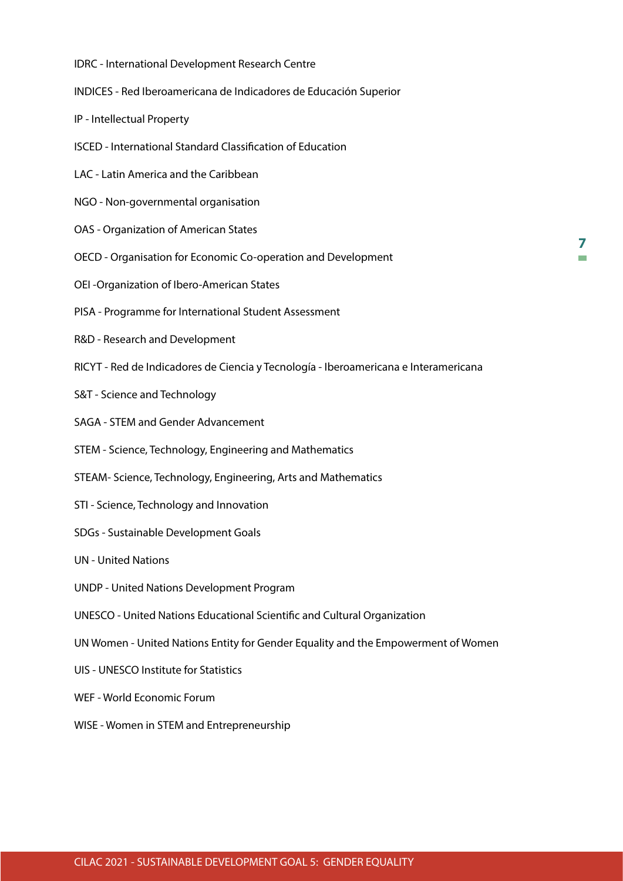IDRC - International Development Research Centre

INDICES - Red Iberoamericana de Indicadores de Educación Superior

IP - Intellectual Property

ISCED - International Standard Classification of Education

LAC - Latin America and the Caribbean

NGO - Non-governmental organisation

OAS - Organization of American States

OECD - Organisation for Economic Co-operation and Development

OEI -Organization of Ibero-American States

PISA - Programme for International Student Assessment

R&D - Research and Development

RICYT - Red de Indicadores de Ciencia y Tecnología - Iberoamericana e Interamericana

S&T - Science and Technology

SAGA - STEM and Gender Advancement

STEM - Science, Technology, Engineering and Mathematics

STEAM- Science, Technology, Engineering, Arts and Mathematics

STI - Science, Technology and Innovation

SDGs - Sustainable Development Goals

UN - United Nations

UNDP - United Nations Development Program

UNESCO - United Nations Educational Scientific and Cultural Organization

UN Women - United Nations Entity for Gender Equality and the Empowerment of Women

UIS - UNESCO Institute for Statistics

WEF - World Economic Forum

WISE - Women in STEM and Entrepreneurship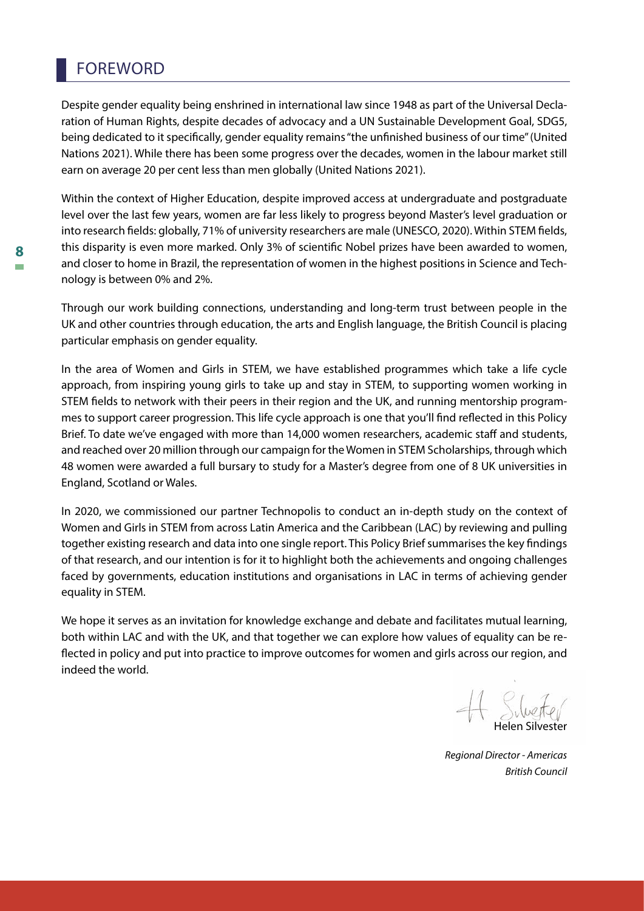## FOREWORD

Despite gender equality being enshrined in international law since 1948 as part of the Universal Declaration of Human Rights, despite decades of advocacy and a UN Sustainable Development Goal, SDG5, being dedicated to it specifically, gender equality remains "the unfinished business of our time" (United Nations 2021). While there has been some progress over the decades, women in the labour market still earn on average 20 per cent less than men globally (United Nations 2021).

Within the context of Higher Education, despite improved access at undergraduate and postgraduate level over the last few years, women are far less likely to progress beyond Master's level graduation or into research fields: globally, 71% of university researchers are male (UNESCO, 2020). Within STEM fields, this disparity is even more marked. Only 3% of scientific Nobel prizes have been awarded to women, and closer to home in Brazil, the representation of women in the highest positions in Science and Technology is between 0% and 2%.

Through our work building connections, understanding and long-term trust between people in the UK and other countries through education, the arts and English language, the British Council is placing particular emphasis on gender equality.

In the area of Women and Girls in STEM, we have established programmes which take a life cycle approach, from inspiring young girls to take up and stay in STEM, to supporting women working in STEM fields to network with their peers in their region and the UK, and running mentorship programmes to support career progression. This life cycle approach is one that you'll find reflected in this Policy Brief. To date we've engaged with more than 14,000 women researchers, academic staff and students, and reached over 20 million through our campaign for the Women in STEM Scholarships, through which 48 women were awarded a full bursary to study for a Master's degree from one of 8 UK universities in England, Scotland or Wales.

In 2020, we commissioned our partner Technopolis to conduct an in-depth study on the context of Women and Girls in STEM from across Latin America and the Caribbean (LAC) by reviewing and pulling together existing research and data into one single report. This Policy Brief summarises the key findings of that research, and our intention is for it to highlight both the achievements and ongoing challenges faced by governments, education institutions and organisations in LAC in terms of achieving gender equality in STEM.

We hope it serves as an invitation for knowledge exchange and debate and facilitates mutual learning, both within LAC and with the UK, and that together we can explore how values of equality can be reflected in policy and put into practice to improve outcomes for women and girls across our region, and indeed the world.

Helen Silvester

*Regional Director - Americas*
*British Council*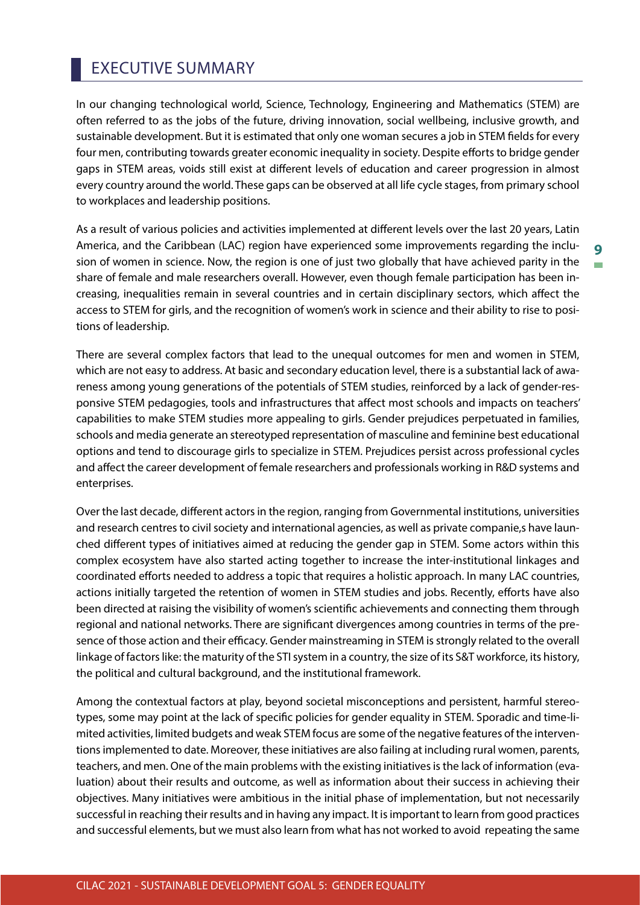# EXECUTIVE SUMMARY

In our changing technological world, Science, Technology, Engineering and Mathematics (STEM) are often referred to as the jobs of the future, driving innovation, social wellbeing, inclusive growth, and sustainable development. But it is estimated that only one woman secures a job in STEM fields for every four men, contributing towards greater economic inequality in society. Despite efforts to bridge gender gaps in STEM areas, voids still exist at different levels of education and career progression in almost every country around the world. These gaps can be observed at all life cycle stages, from primary school to workplaces and leadership positions.

As a result of various policies and activities implemented at different levels over the last 20 years, Latin America, and the Caribbean (LAC) region have experienced some improvements regarding the inclusion of women in science. Now, the region is one of just two globally that have achieved parity in the share of female and male researchers overall. However, even though female participation has been increasing, inequalities remain in several countries and in certain disciplinary sectors, which affect the access to STEM for girls, and the recognition of women's work in science and their ability to rise to positions of leadership.

There are several complex factors that lead to the unequal outcomes for men and women in STEM, which are not easy to address. At basic and secondary education level, there is a substantial lack of awareness among young generations of the potentials of STEM studies, reinforced by a lack of gender-responsive STEM pedagogies, tools and infrastructures that affect most schools and impacts on teachers' capabilities to make STEM studies more appealing to girls. Gender prejudices perpetuated in families, schools and media generate an stereotyped representation of masculine and feminine best educational options and tend to discourage girls to specialize in STEM. Prejudices persist across professional cycles and affect the career development of female researchers and professionals working in R&D systems and enterprises.

Over the last decade, different actors in the region, ranging from Governmental institutions, universities and research centres to civil society and international agencies, as well as private companie,s have launched different types of initiatives aimed at reducing the gender gap in STEM. Some actors within this complex ecosystem have also started acting together to increase the inter-institutional linkages and coordinated efforts needed to address a topic that requires a holistic approach. In many LAC countries, actions initially targeted the retention of women in STEM studies and jobs. Recently, efforts have also been directed at raising the visibility of women's scientific achievements and connecting them through regional and national networks. There are significant divergences among countries in terms of the presence of those action and their efficacy. Gender mainstreaming in STEM is strongly related to the overall linkage of factors like: the maturity of the STI system in a country, the size of its S&T workforce, its history, the political and cultural background, and the institutional framework.

Among the contextual factors at play, beyond societal misconceptions and persistent, harmful stereotypes, some may point at the lack of specific policies for gender equality in STEM. Sporadic and time-limited activities, limited budgets and weak STEM focus are some of the negative features of the interventions implemented to date. Moreover, these initiatives are also failing at including rural women, parents, teachers, and men. One of the main problems with the existing initiatives is the lack of information (evaluation) about their results and outcome, as well as information about their success in achieving their objectives. Many initiatives were ambitious in the initial phase of implementation, but not necessarily successful in reaching their results and in having any impact. It is important to learn from good practices and successful elements, but we must also learn from what has not worked to avoid repeating the same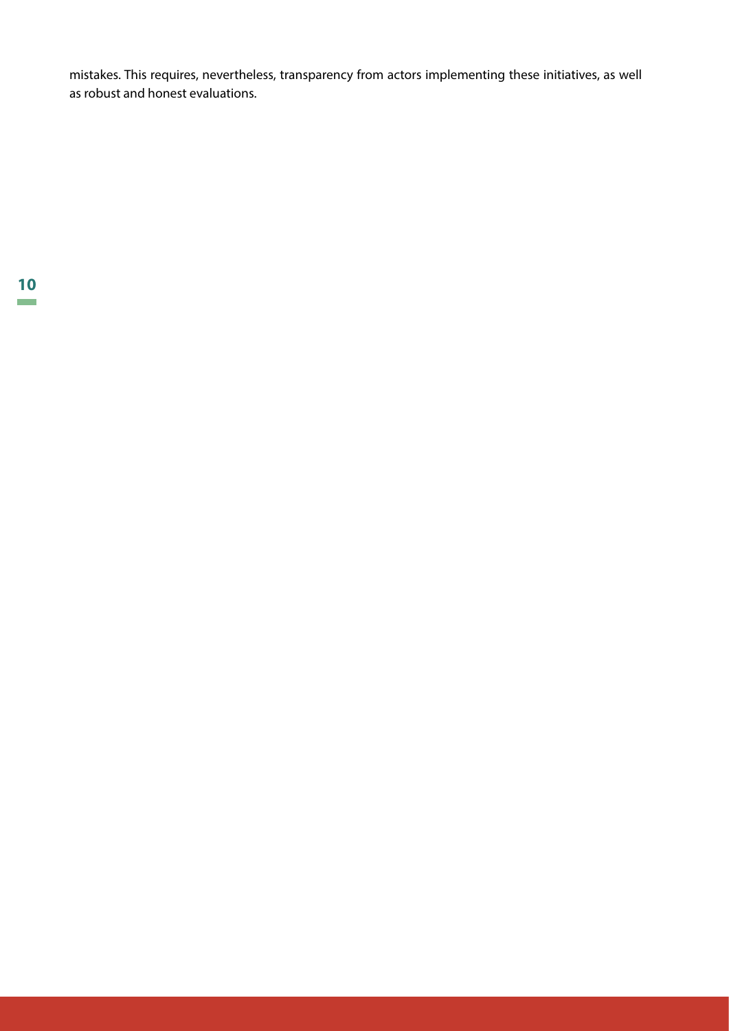mistakes. This requires, nevertheless, transparency from actors implementing these initiatives, as well as robust and honest evaluations.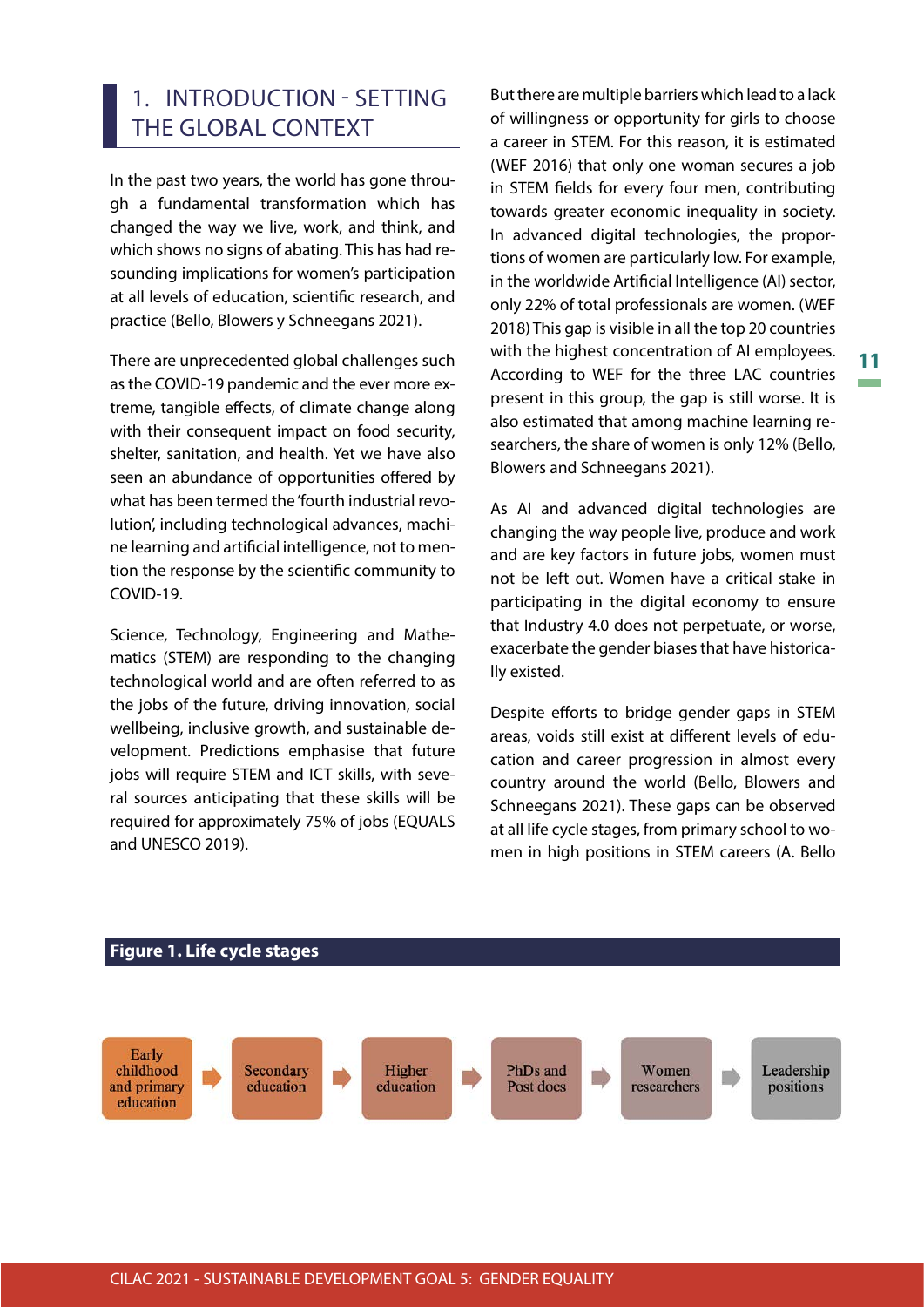# 1. INTRODUCTION - SETTING THE GLOBAL CONTEXT

In the past two years, the world has gone through a fundamental transformation which has changed the way we live, work, and think, and which shows no signs of abating. This has had resounding implications for women's participation at all levels of education, scientific research, and practice (Bello, Blowers y Schneegans 2021).

There are unprecedented global challenges such as the COVID-19 pandemic and the ever more extreme, tangible effects, of climate change along with their consequent impact on food security, shelter, sanitation, and health. Yet we have also seen an abundance of opportunities offered by what has been termed the 'fourth industrial revolution', including technological advances, machine learning and artificial intelligence, not to mention the response by the scientific community to COVID-19.

Science, Technology, Engineering and Mathematics (STEM) are responding to the changing technological world and are often referred to as the jobs of the future, driving innovation, social wellbeing, inclusive growth, and sustainable development. Predictions emphasise that future jobs will require STEM and ICT skills, with several sources anticipating that these skills will be required for approximately 75% of jobs (EQUALS and UNESCO 2019).

But there are multiple barriers which lead to a lack of willingness or opportunity for girls to choose a career in STEM. For this reason, it is estimated (WEF 2016) that only one woman secures a job in STEM fields for every four men, contributing towards greater economic inequality in society. In advanced digital technologies, the proportions of women are particularly low. For example, in the worldwide Artificial Intelligence (AI) sector, only 22% of total professionals are women. (WEF 2018) This gap is visible in all the top 20 countries with the highest concentration of AI employees. According to WEF for the three LAC countries present in this group, the gap is still worse. It is also estimated that among machine learning researchers, the share of women is only 12% (Bello, Blowers and Schneegans 2021).

As AI and advanced digital technologies are changing the way people live, produce and work and are key factors in future jobs, women must not be left out. Women have a critical stake in participating in the digital economy to ensure that Industry 4.0 does not perpetuate, or worse, exacerbate the gender biases that have historically existed.

Despite efforts to bridge gender gaps in STEM areas, voids still exist at different levels of education and career progression in almost every country around the world (Bello, Blowers and Schneegans 2021). These gaps can be observed at all life cycle stages, from primary school to women in high positions in STEM careers (A. Bello

**Figure 1. Life cycle stages**

Early childhood and primary education → Secondary education → Higher education → PhDs and Post docs → Women researchers → Leadership positions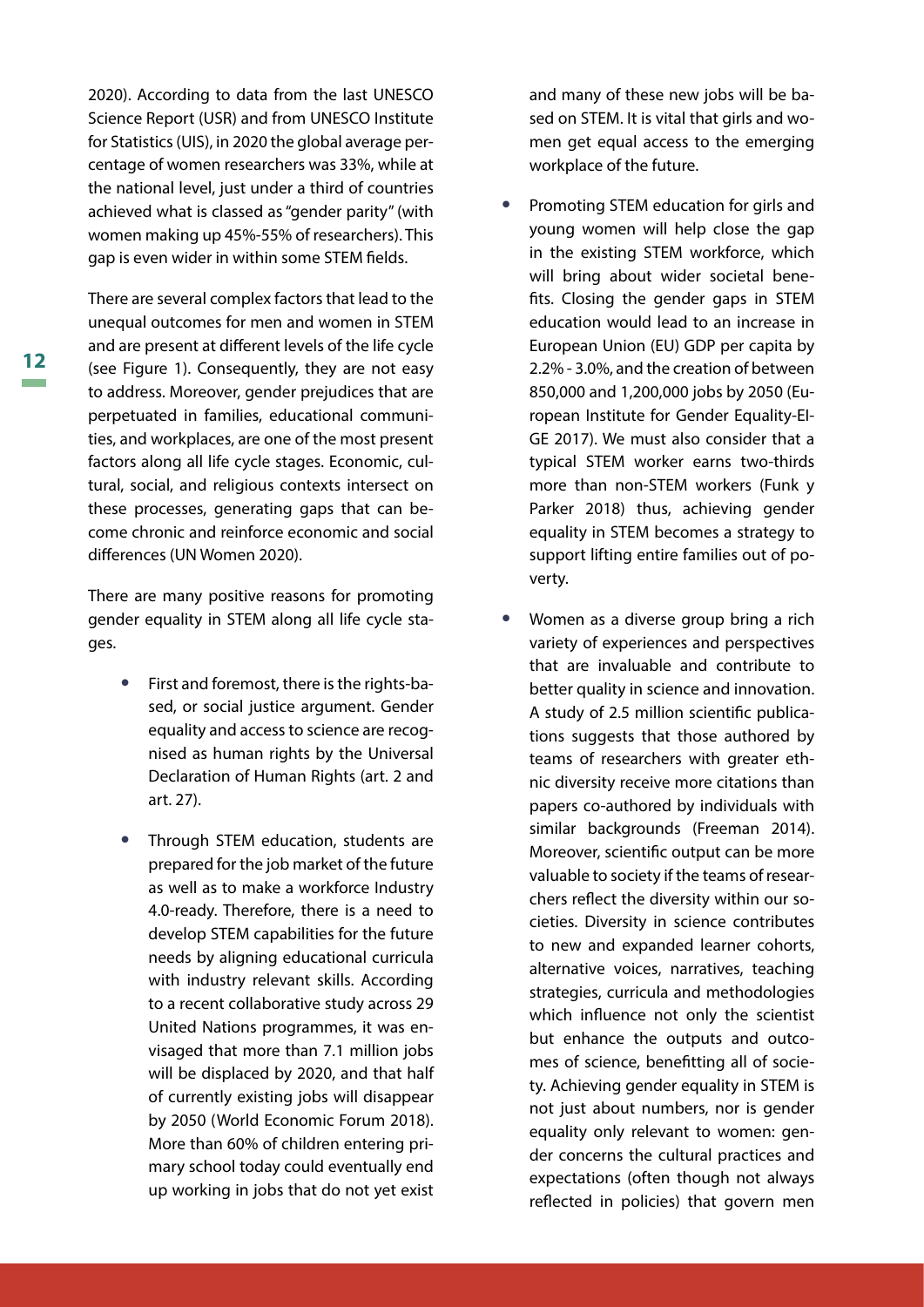2020). According to data from the last UNESCO Science Report (USR) and from UNESCO Institute for Statistics (UIS), in 2020 the global average percentage of women researchers was 33%, while at the national level, just under a third of countries achieved what is classed as "gender parity" (with women making up 45%-55% of researchers). This gap is even wider in within some STEM fields.

There are several complex factors that lead to the unequal outcomes for men and women in STEM and are present at different levels of the life cycle (see Figure 1). Consequently, they are not easy to address. Moreover, gender prejudices that are perpetuated in families, educational communities, and workplaces, are one of the most present factors along all life cycle stages. Economic, cultural, social, and religious contexts intersect on these processes, generating gaps that can become chronic and reinforce economic and social differences (UN Women 2020).

There are many positive reasons for promoting gender equality in STEM along all life cycle stages.

- First and foremost, there is the rights-based, or social justice argument. Gender equality and access to science are recognised as human rights by the Universal Declaration of Human Rights (art. 2 and art. 27).
- Through STEM education, students are prepared for the job market of the future as well as to make a workforce Industry 4.0-ready. Therefore, there is a need to develop STEM capabilities for the future needs by aligning educational curricula with industry relevant skills. According to a recent collaborative study across 29 United Nations programmes, it was envisaged that more than 7.1 million jobs will be displaced by 2020, and that half of currently existing jobs will disappear by 2050 (World Economic Forum 2018). More than 60% of children entering primary school today could eventually end up working in jobs that do not yet exist and many of these new jobs will be based on STEM. It is vital that girls and women get equal access to the emerging workplace of the future.
- Promoting STEM education for girls and young women will help close the gap in the existing STEM workforce, which will bring about wider societal benefits. Closing the gender gaps in STEM education would lead to an increase in European Union (EU) GDP per capita by 2.2% - 3.0%, and the creation of between 850,000 and 1,200,000 jobs by 2050 (European Institute for Gender Equality-EIGE 2017). We must also consider that a typical STEM worker earns two-thirds more than non-STEM workers (Funk y Parker 2018) thus, achieving gender equality in STEM becomes a strategy to support lifting entire families out of poverty.
- Women as a diverse group bring a rich variety of experiences and perspectives that are invaluable and contribute to better quality in science and innovation. A study of 2.5 million scientific publications suggests that those authored by teams of researchers with greater ethnic diversity receive more citations than papers co-authored by individuals with similar backgrounds (Freeman 2014). Moreover, scientific output can be more valuable to society if the teams of researchers reflect the diversity within our societies. Diversity in science contributes to new and expanded learner cohorts, alternative voices, narratives, teaching strategies, curricula and methodologies which influence not only the scientist but enhance the outputs and outcomes of science, benefitting all of society. Achieving gender equality in STEM is not just about numbers, nor is gender equality only relevant to women: gender concerns the cultural practices and expectations (often though not always reflected in policies) that govern men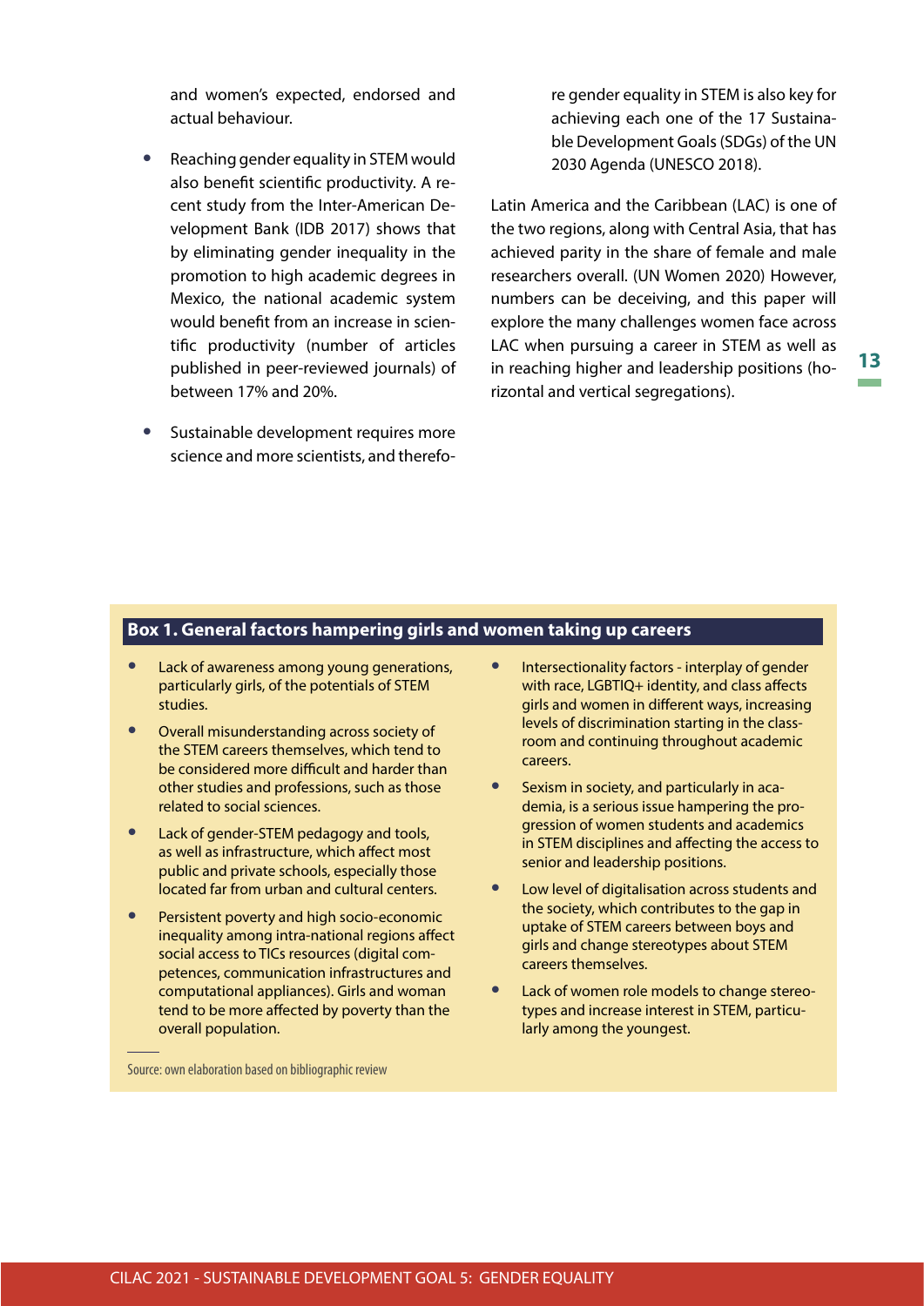and women's expected, endorsed and actual behaviour.

- Reaching gender equality in STEM would also benefit scientific productivity. A recent study from the Inter-American Development Bank (IDB 2017) shows that by eliminating gender inequality in the promotion to high academic degrees in Mexico, the national academic system would benefit from an increase in scientific productivity (number of articles published in peer-reviewed journals) of between 17% and 20%.
- Sustainable development requires more science and more scientists, and therefore gender equality in STEM is also key for achieving each one of the 17 Sustainable Development Goals (SDGs) of the UN 2030 Agenda (UNESCO 2018).

Latin America and the Caribbean (LAC) is one of the two regions, along with Central Asia, that has achieved parity in the share of female and male researchers overall. (UN Women 2020) However, numbers can be deceiving, and this paper will explore the many challenges women face across LAC when pursuing a career in STEM as well as in reaching higher and leadership positions (horizontal and vertical segregations).

**Box 1. General factors hampering girls and women taking up careers**

- Lack of awareness among young generations, particularly girls, of the potentials of STEM studies.
- Overall misunderstanding across society of the STEM careers themselves, which tend to be considered more difficult and harder than other studies and professions, such as those related to social sciences.
- Lack of gender-STEM pedagogy and tools, as well as infrastructure, which affect most public and private schools, especially those located far from urban and cultural centers.
- Persistent poverty and high socio-economic inequality among intra-national regions affect social access to TICs resources (digital competences, communication infrastructures and computational appliances). Girls and woman tend to be more affected by poverty than the overall population.
- Intersectionality factors - interplay of gender with race, LGBTIQ+ identity, and class affects girls and women in different ways, increasing levels of discrimination starting in the classroom and continuing throughout academic careers.
- Sexism in society, and particularly in academia, is a serious issue hampering the progression of women students and academics in STEM disciplines and affecting the access to senior and leadership positions.
- Low level of digitalisation across students and the society, which contributes to the gap in uptake of STEM careers between boys and girls and change stereotypes about STEM careers themselves.
- Lack of women role models to change stereotypes and increase interest in STEM, particularly among the youngest.

Source: own elaboration based on bibliographic review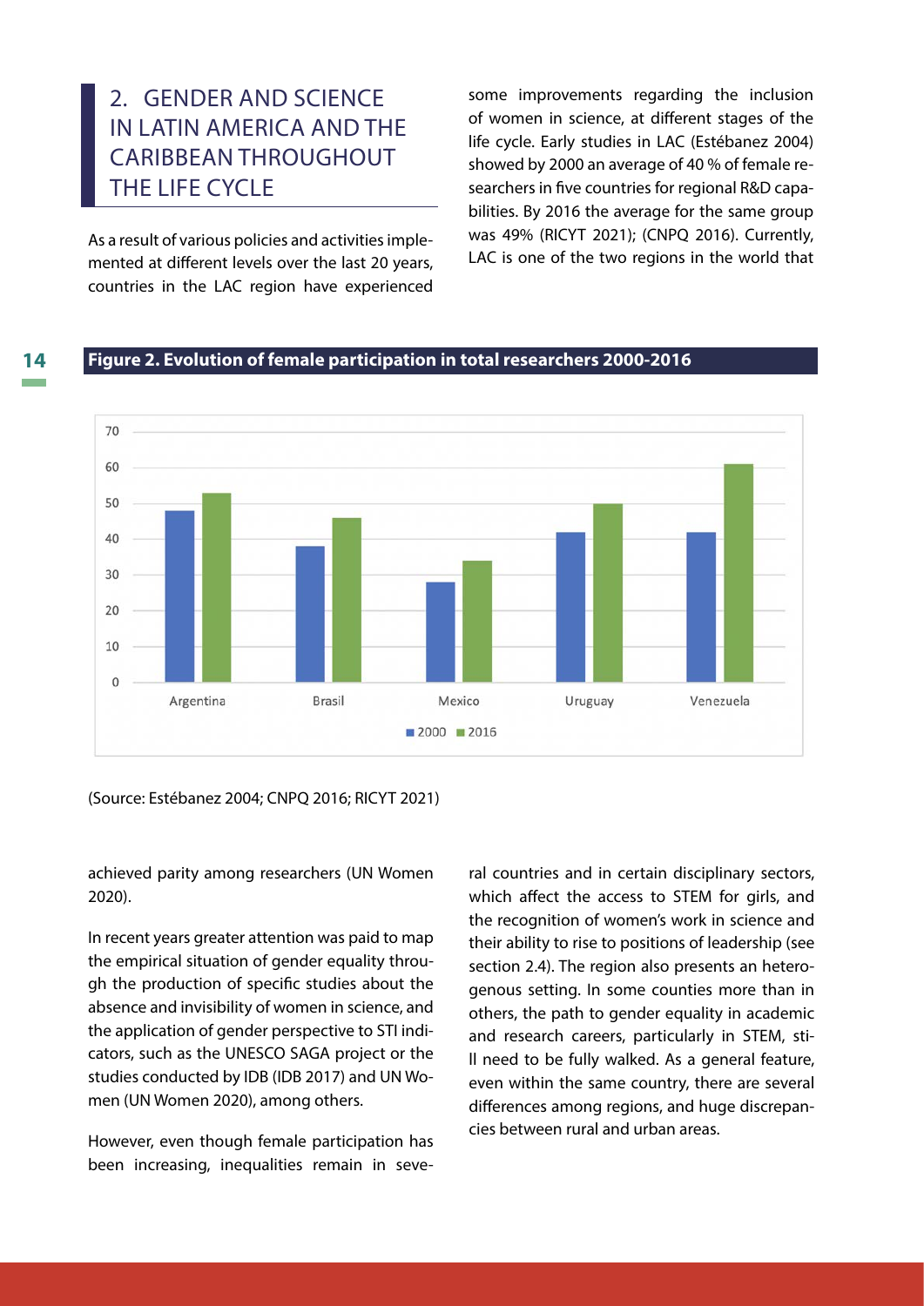## 2. GENDER AND SCIENCE IN LATIN AMERICA AND THE CARIBBEAN THROUGHOUT THE LIFE CYCLE

As a result of various policies and activities implemented at different levels over the last 20 years, countries in the LAC region have experienced some improvements regarding the inclusion of women in science, at different stages of the life cycle. Early studies in LAC (Estébanez 2004) showed by 2000 an average of 40 % of female researchers in five countries for regional R&D capabilities. By 2016 the average for the same group was 49% (RICYT 2021); (CNPQ 2016). Currently, LAC is one of the two regions in the world that achieved parity among researchers (UN Women 2020).

**Figure 2. Evolution of female participation in total researchers 2000-2016**

70
60
50
40
30
20
10
0

Argentina
Brasil
Mexico
Uruguay
Venezuela

2000
2016

(Source: Estébanez 2004; CNPQ 2016; RICYT 2021)

In recent years greater attention was paid to map the empirical situation of gender equality through the production of specific studies about the absence and invisibility of women in science, and the application of gender perspective to STI indicators, such as the UNESCO SAGA project or the studies conducted by IDB (IDB 2017) and UN Women (UN Women 2020), among others.

However, even though female participation has been increasing, inequalities remain in several countries and in certain disciplinary sectors, which affect the access to STEM for girls, and the recognition of women's work in science and their ability to rise to positions of leadership (see section 2.4). The region also presents an heterogenous setting. In some counties more than in others, the path to gender equality in academic and research careers, particularly in STEM, still need to be fully walked. As a general feature, even within the same country, there are several differences among regions, and huge discrepancies between rural and urban areas.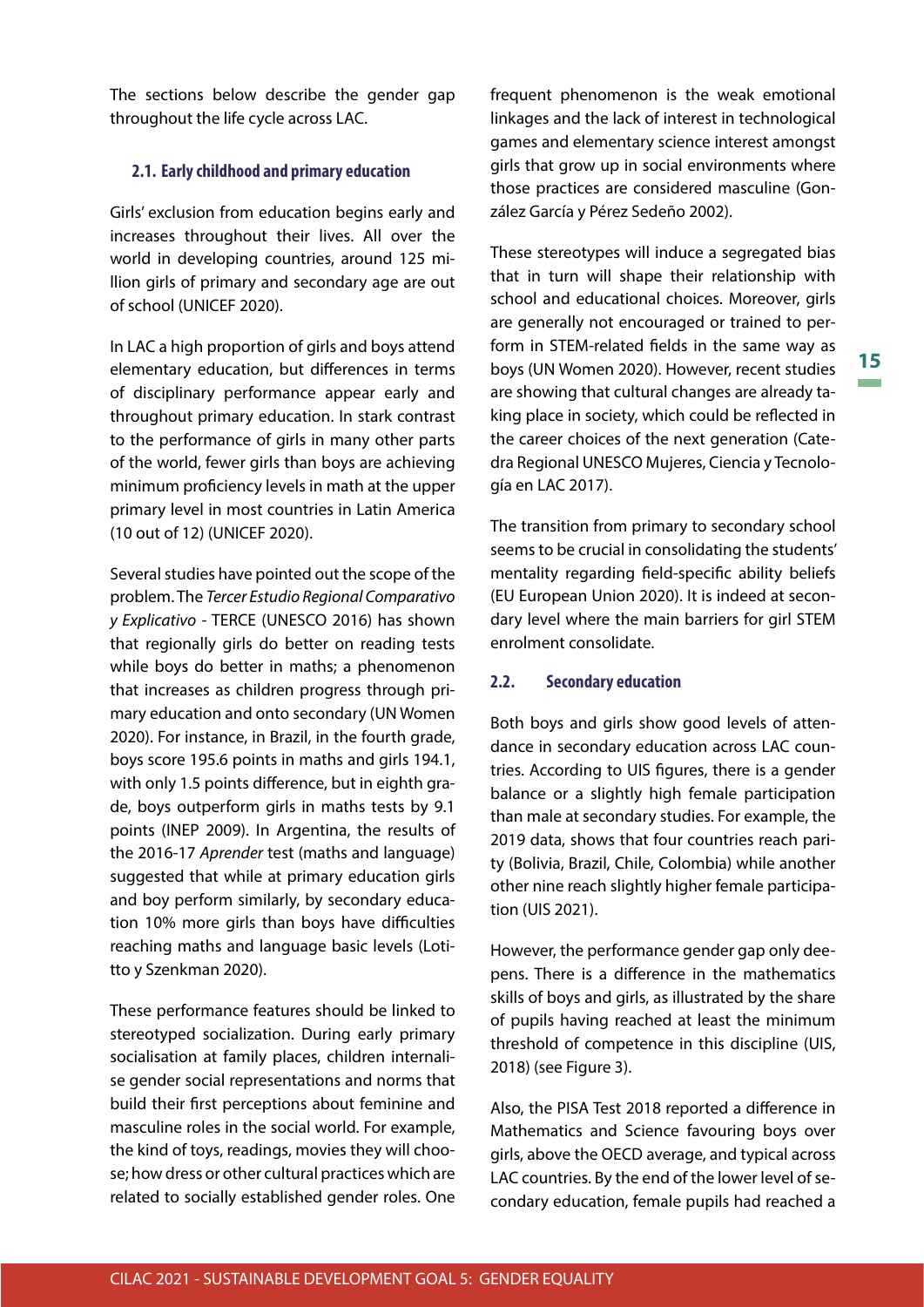The sections below describe the gender gap throughout the life cycle across LAC.

### 2.1. Early childhood and primary education

Girls' exclusion from education begins early and increases throughout their lives. All over the world in developing countries, around 125 million girls of primary and secondary age are out of school (UNICEF 2020).

In LAC a high proportion of girls and boys attend elementary education, but differences in terms of disciplinary performance appear early and throughout primary education. In stark contrast to the performance of girls in many other parts of the world, fewer girls than boys are achieving minimum proficiency levels in math at the upper primary level in most countries in Latin America (10 out of 12) (UNICEF 2020).

Several studies have pointed out the scope of the problem. The *Tercer Estudio Regional Comparativo y Explicativo* - TERCE (UNESCO 2016) has shown that regionally girls do better on reading tests while boys do better in maths; a phenomenon that increases as children progress through primary education and onto secondary (UN Women 2020). For instance, in Brazil, in the fourth grade, boys score 195.6 points in maths and girls 194.1, with only 1.5 points difference, but in eighth grade, boys outperform girls in maths tests by 9.1 points (INEP 2009). In Argentina, the results of the 2016-17 *Aprender* test (maths and language) suggested that while at primary education girls and boy perform similarly, by secondary education 10% more girls than boys have difficulties reaching maths and language basic levels (Lotitto y Szenkman 2020).

These performance features should be linked to stereotyped socialization. During early primary socialisation at family places, children internalise gender social representations and norms that build their first perceptions about feminine and masculine roles in the social world. For example, the kind of toys, readings, movies they will choose; how dress or other cultural practices which are related to socially established gender roles. One frequent phenomenon is the weak emotional linkages and the lack of interest in technological games and elementary science interest amongst girls that grow up in social environments where those practices are considered masculine (González García y Pérez Sedeño 2002).

These stereotypes will induce a segregated bias that in turn will shape their relationship with school and educational choices. Moreover, girls are generally not encouraged or trained to perform in STEM-related fields in the same way as boys (UN Women 2020). However, recent studies are showing that cultural changes are already taking place in society, which could be reflected in the career choices of the next generation (Catedra Regional UNESCO Mujeres, Ciencia y Tecnología en LAC 2017).

The transition from primary to secondary school seems to be crucial in consolidating the students' mentality regarding field-specific ability beliefs (EU European Union 2020). It is indeed at secondary level where the main barriers for girl STEM enrolment consolidate.

### 2.2. Secondary education

Both boys and girls show good levels of attendance in secondary education across LAC countries. According to UIS figures, there is a gender balance or a slightly high female participation than male at secondary studies. For example, the 2019 data, shows that four countries reach parity (Bolivia, Brazil, Chile, Colombia) while another other nine reach slightly higher female participation (UIS 2021).

However, the performance gender gap only deepens. There is a difference in the mathematics skills of boys and girls, as illustrated by the share of pupils having reached at least the minimum threshold of competence in this discipline (UIS, 2018) (see Figure 3).

Also, the PISA Test 2018 reported a difference in Mathematics and Science favouring boys over girls, above the OECD average, and typical across LAC countries. By the end of the lower level of secondary education, female pupils had reached a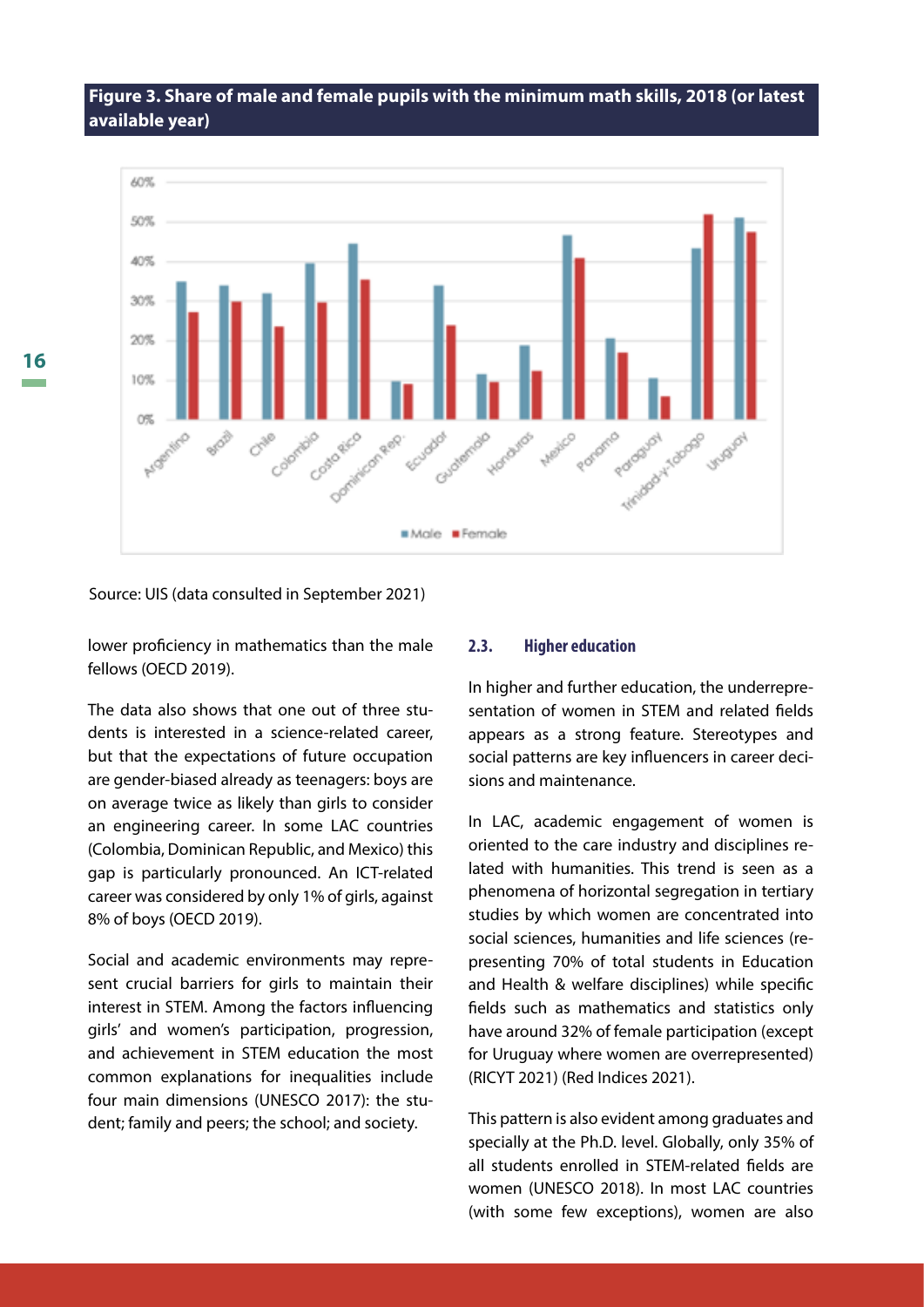**Figure 3. Share of male and female pupils with the minimum math skills, 2018 (or latest available year)**

60%
50%
40%
30%
20%
10%
0%

Argentina, Brazil, Chile, Colombia, Costa Rica, Dominican Rep., Ecuador, Guatemala, Honduras, Mexico, Panama, Paraguay, Trinidad-y-Tobago, Uruguay

■ Male ■ Female

Source: UIS (data consulted in September 2021)

lower proficiency in mathematics than the male fellows (OECD 2019).

The data also shows that one out of three students is interested in a science-related career, but that the expectations of future occupation are gender-biased already as teenagers: boys are on average twice as likely than girls to consider an engineering career. In some LAC countries (Colombia, Dominican Republic, and Mexico) this gap is particularly pronounced. An ICT-related career was considered by only 1% of girls, against 8% of boys (OECD 2019).

Social and academic environments may represent crucial barriers for girls to maintain their interest in STEM. Among the factors influencing girls' and women's participation, progression, and achievement in STEM education the most common explanations for inequalities include four main dimensions (UNESCO 2017): the student; family and peers; the school; and society.

### 2.3. Higher education

In higher and further education, the underrepresentation of women in STEM and related fields appears as a strong feature. Stereotypes and social patterns are key influencers in career decisions and maintenance.

In LAC, academic engagement of women is oriented to the care industry and disciplines related with humanities. This trend is seen as a phenomena of horizontal segregation in tertiary studies by which women are concentrated into social sciences, humanities and life sciences (representing 70% of total students in Education and Health & welfare disciplines) while specific fields such as mathematics and statistics only have around 32% of female participation (except for Uruguay where women are overrepresented) (RICYT 2021) (Red Indices 2021).

This pattern is also evident among graduates and specially at the Ph.D. level. Globally, only 35% of all students enrolled in STEM-related fields are women (UNESCO 2018). In most LAC countries (with some few exceptions), women are also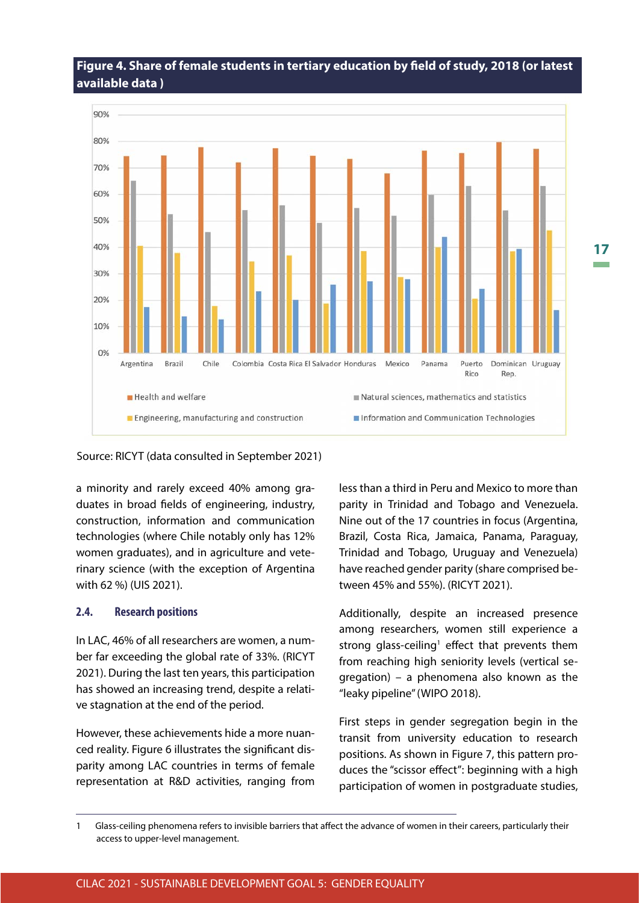**Figure 4. Share of female students in tertiary education by field of study, 2018 (or latest available data )**

90%
80%
70%
60%
50%
40%
30%
20%
10%
0%

Argentina, Brazil, Chile, Colombia, Costa Rica, El Salvador, Honduras, Mexico, Panama, Puerto Rico, Dominican Rep., Uruguay

Health and welfare
Natural sciences, mathematics and statistics
Engineering, manufacturing and construction
Information and Communication Technologies

Source: RICYT (data consulted in September 2021)

a minority and rarely exceed 40% among graduates in broad fields of engineering, industry, construction, information and communication technologies (where Chile notably only has 12% women graduates), and in agriculture and veterinary science (with the exception of Argentina with 62 %) (UIS 2021).

### 2.4. Research positions

In LAC, 46% of all researchers are women, a number far exceeding the global rate of 33%. (RICYT 2021). During the last ten years, this participation has showed an increasing trend, despite a relative stagnation at the end of the period.

However, these achievements hide a more nuanced reality. Figure 6 illustrates the significant disparity among LAC countries in terms of female representation at R&D activities, ranging from less than a third in Peru and Mexico to more than parity in Trinidad and Tobago and Venezuela. Nine out of the 17 countries in focus (Argentina, Brazil, Costa Rica, Jamaica, Panama, Paraguay, Trinidad and Tobago, Uruguay and Venezuela) have reached gender parity (share comprised between 45% and 55%). (RICYT 2021).

Additionally, despite an increased presence among researchers, women still experience a strong glass-ceiling[1] effect that prevents them from reaching high seniority levels (vertical segregation) – a phenomena also known as the "leaky pipeline" (WIPO 2018).

First steps in gender segregation begin in the transit from university education to research positions. As shown in Figure 7, this pattern produces the "scissor effect": beginning with a high participation of women in postgraduate studies,

1 Glass-ceiling phenomena refers to invisible barriers that affect the advance of women in their careers, particularly their access to upper-level management.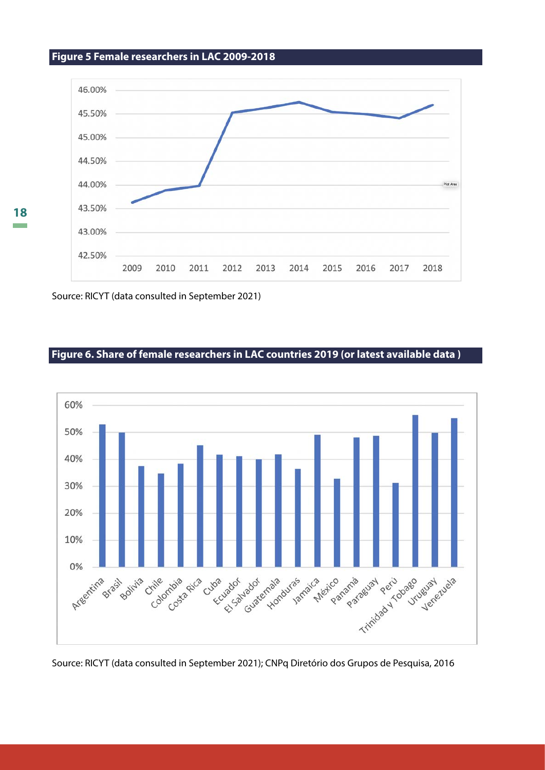**Figure 5 Female researchers in LAC 2009-2018**

46.00%
45.50%
45.00%
44.50%
44.00%
43.50%
43.00%
42.50%

2009 2010 2011 2012 2013 2014 2015 2016 2017 2018

Plot Area

Source: RICYT (data consulted in September 2021)

**Figure 6. Share of female researchers in LAC countries 2019 (or latest available data )**

60%
50%
40%
30%
20%
10%
0%

Argentina, Brasil, Bolivia, Chile, Colombia, Costa Rica, Cuba, Ecuador, El Salvador, Guatemala, Honduras, Jamaica, México, Panamá, Paraguay, Perú, Trinidad y Tobago, Uruguay, Venezuela

Source: RICYT (data consulted in September 2021); CNPq Diretório dos Grupos de Pesquisa, 2016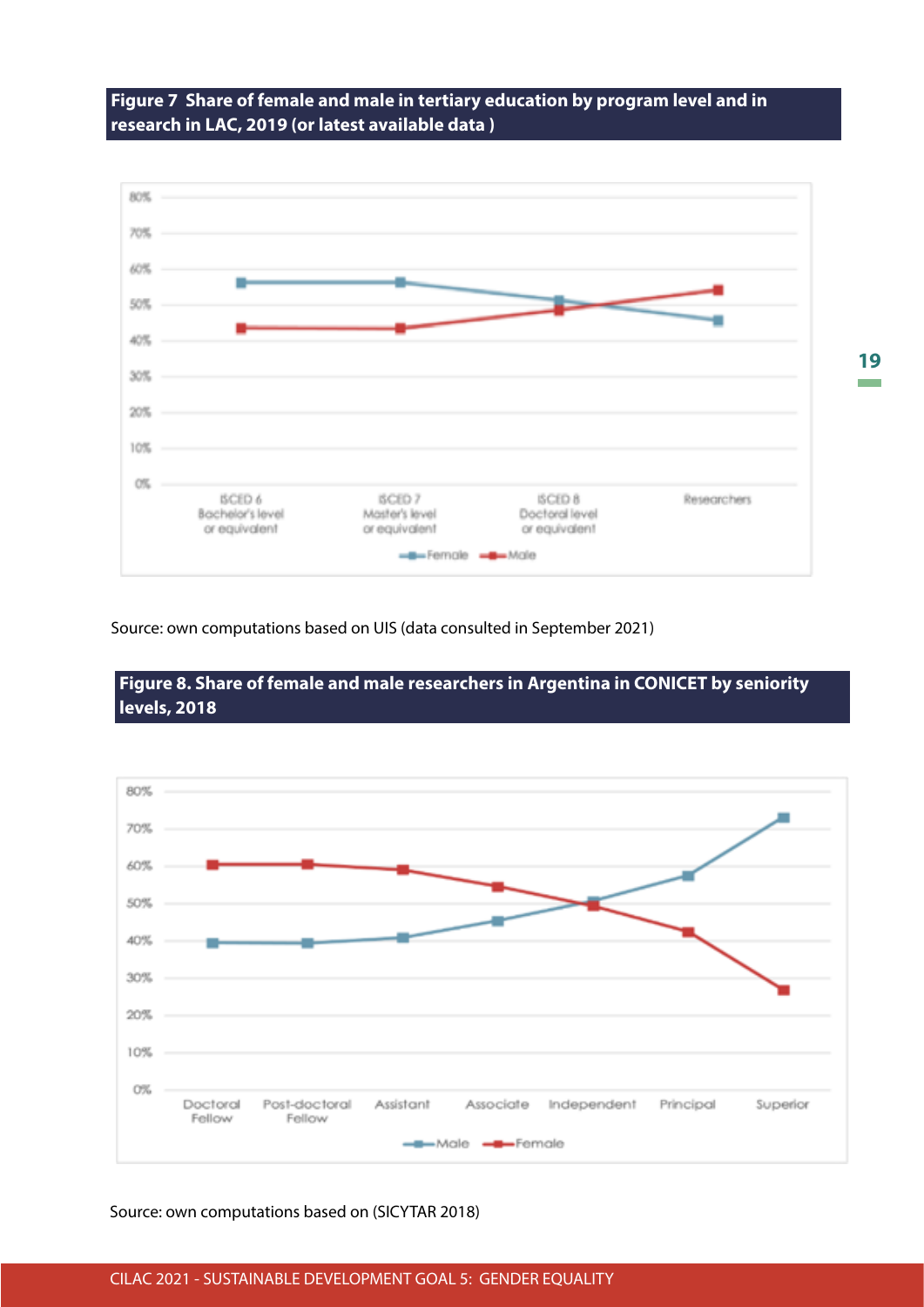**Figure 7 Share of female and male in tertiary education by program level and in research in LAC, 2019 (or latest available data )**

80%
70%
60%
50%
40%
30%
20%
10%
0%

ISCED 6 Bachelor's level or equivalent
ISCED 7 Master's level or equivalent
ISCED 8 Doctoral level or equivalent
Researchers

Female
Male

Source: own computations based on UIS (data consulted in September 2021)

**Figure 8. Share of female and male researchers in Argentina in CONICET by seniority levels, 2018**

80%
70%
60%
50%
40%
30%
20%
10%
0%

Doctoral Fellow
Post-doctoral Fellow
Assistant
Associate
Independent
Principal
Superior

Male
Female

Source: own computations based on (SICYTAR 2018)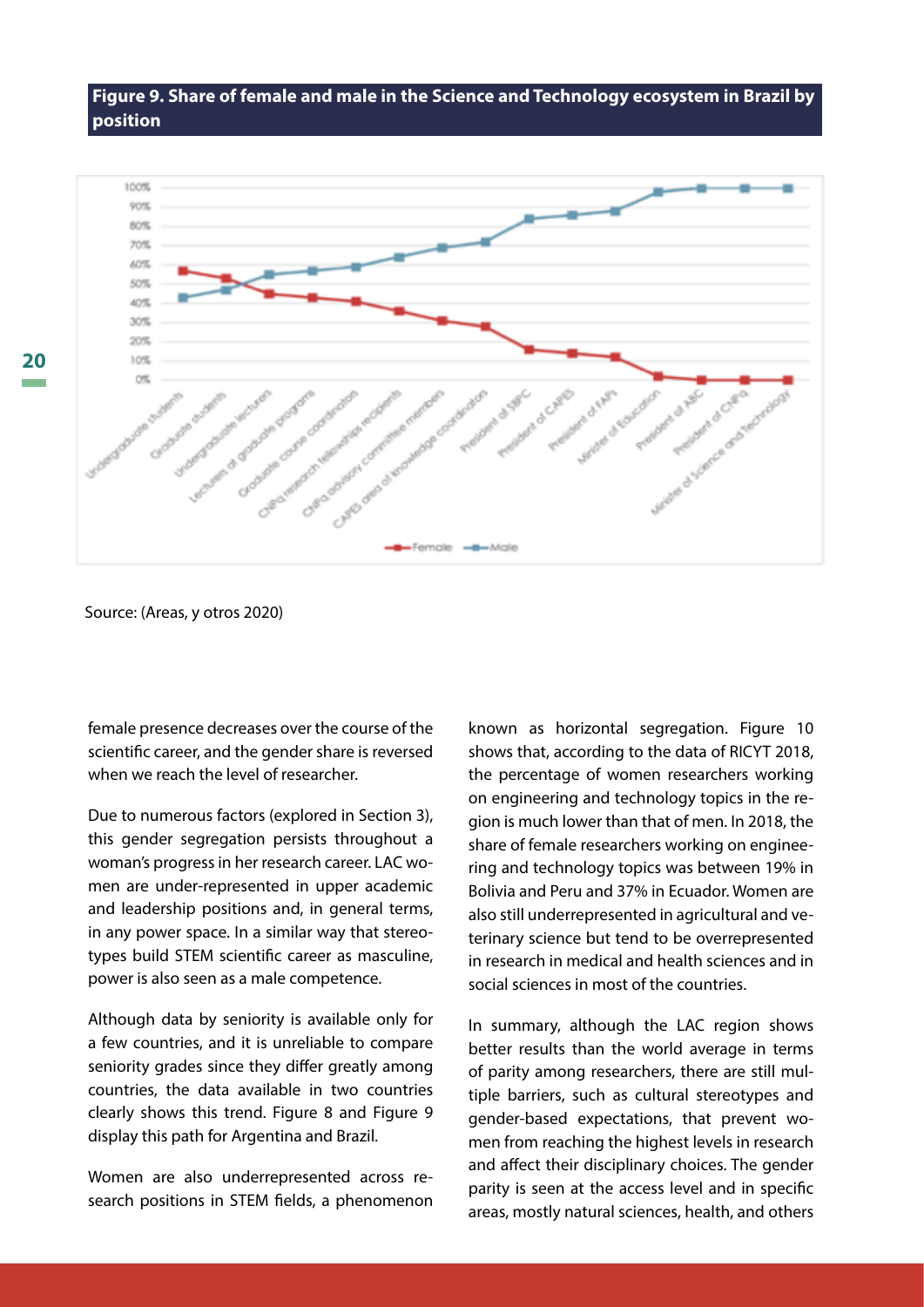**Figure 9. Share of female and male in the Science and Technology ecosystem in Brazil by position**

100%
90%
80%
70%
60%
50%
40%
30%
20%
10%
0%

Undergraduate students
Graduate students
Undergraduate lecturers
Lecturers of graduate programs
Graduate course coordinators
CNPq research fellowships recipients
CNPq advisory committee members
CAPES area of knowledge coordinators
President of SBPC
President of CAPES
President of FAPs
Minister of Education
President of ABC
President of CNPq
Minister of Science and Technology

Female — Male

Source: (Areas, y otros 2020)

female presence decreases over the course of the scientific career, and the gender share is reversed when we reach the level of researcher.

Due to numerous factors (explored in Section 3), this gender segregation persists throughout a woman's progress in her research career. LAC women are under-represented in upper academic and leadership positions and, in general terms, in any power space. In a similar way that stereotypes build STEM scientific career as masculine, power is also seen as a male competence.

Although data by seniority is available only for a few countries, and it is unreliable to compare seniority grades since they differ greatly among countries, the data available in two countries clearly shows this trend. Figure 8 and Figure 9 display this path for Argentina and Brazil.

Women are also underrepresented across research positions in STEM fields, a phenomenon known as horizontal segregation. Figure 10 shows that, according to the data of RICYT 2018, the percentage of women researchers working on engineering and technology topics in the region is much lower than that of men. In 2018, the share of female researchers working on engineering and technology topics was between 19% in Bolivia and Peru and 37% in Ecuador. Women are also still underrepresented in agricultural and veterinary science but tend to be overrepresented in research in medical and health sciences and in social sciences in most of the countries.

In summary, although the LAC region shows better results than the world average in terms of parity among researchers, there are still multiple barriers, such as cultural stereotypes and gender-based expectations, that prevent women from reaching the highest levels in research and affect their disciplinary choices. The gender parity is seen at the access level and in specific areas, mostly natural sciences, health, and others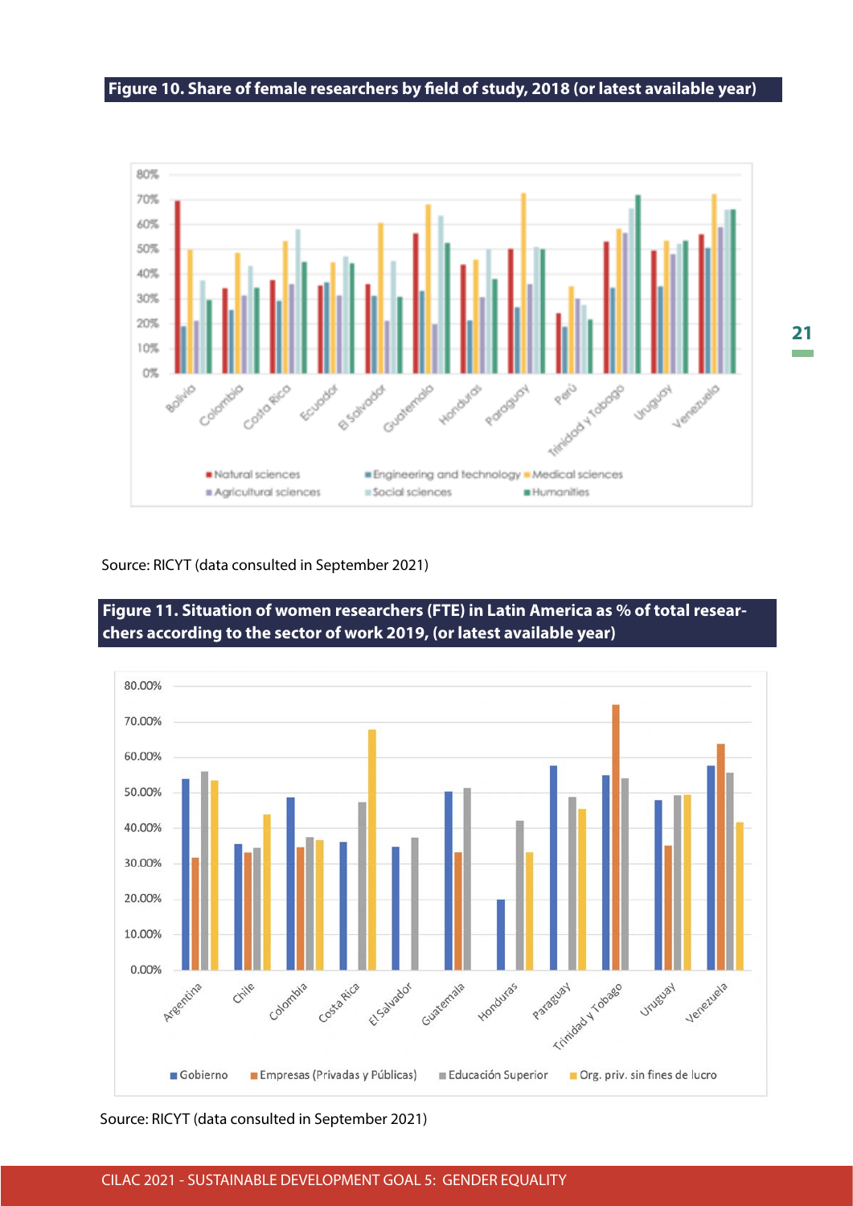**Figure 10. Share of female researchers by field of study, 2018 (or latest available year)**

80%
70%
60%
50%
40%
30%
20%
10%
0%

Bolivia
Colombia
Costa Rica
Ecuador
El Salvador
Guatemala
Honduras
Paraguay
Perú
Trinidad y Tobago
Uruguay
Venezuela

Natural sciences
Engineering and technology
Medical sciences
Agricultural sciences
Social sciences
Humanities

Source: RICYT (data consulted in September 2021)

**Figure 11. Situation of women researchers (FTE) in Latin America as % of total researchers according to the sector of work 2019, (or latest available year)**

80.00%
70.00%
60.00%
50.00%
40.00%
30.00%
20.00%
10.00%
0.00%

Argentina
Chile
Colombia
Costa Rica
El Salvador
Guatemala
Honduras
Paraguay
Trinidad y Tobago
Uruguay
Venezuela

Gobierno
Empresas (Privadas y Públicas)
Educación Superior
Org. priv. sin fines de lucro

Source: RICYT (data consulted in September 2021)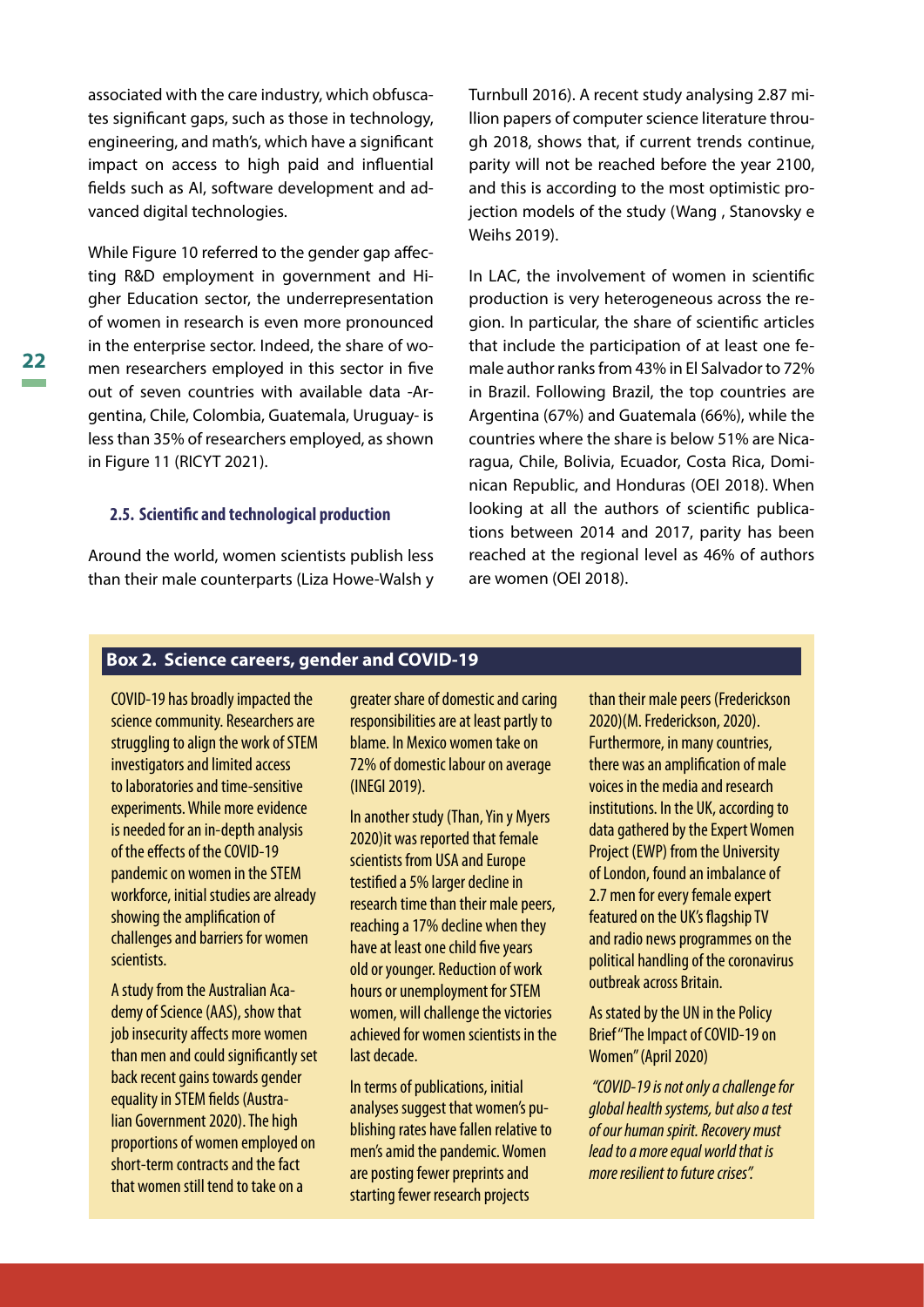associated with the care industry, which obfuscates significant gaps, such as those in technology, engineering, and math's, which have a significant impact on access to high paid and influential fields such as AI, software development and advanced digital technologies.

While Figure 10 referred to the gender gap affecting R&D employment in government and Higher Education sector, the underrepresentation of women in research is even more pronounced in the enterprise sector. Indeed, the share of women researchers employed in this sector in five out of seven countries with available data -Argentina, Chile, Colombia, Guatemala, Uruguay- is less than 35% of researchers employed, as shown in Figure 11 (RICYT 2021).

### 2.5. Scientific and technological production

Around the world, women scientists publish less than their male counterparts (Liza Howe-Walsh y Turnbull 2016). A recent study analysing 2.87 million papers of computer science literature through 2018, shows that, if current trends continue, parity will not be reached before the year 2100, and this is according to the most optimistic projection models of the study (Wang , Stanovsky e Weihs 2019).

In LAC, the involvement of women in scientific production is very heterogeneous across the region. In particular, the share of scientific articles that include the participation of at least one female author ranks from 43% in El Salvador to 72% in Brazil. Following Brazil, the top countries are Argentina (67%) and Guatemala (66%), while the countries where the share is below 51% are Nicaragua, Chile, Bolivia, Ecuador, Costa Rica, Dominican Republic, and Honduras (OEI 2018). When looking at all the authors of scientific publications between 2014 and 2017, parity has been reached at the regional level as 46% of authors are women (OEI 2018).

#### Box 2. Science careers, gender and COVID-19

COVID-19 has broadly impacted the science community. Researchers are struggling to align the work of STEM investigators and limited access to laboratories and time-sensitive experiments. While more evidence is needed for an in-depth analysis of the effects of the COVID-19 pandemic on women in the STEM workforce, initial studies are already showing the amplification of challenges and barriers for women scientists.

A study from the Australian Academy of Science (AAS), show that job insecurity affects more women than men and could significantly set back recent gains towards gender equality in STEM fields (Australian Government 2020). The high proportions of women employed on short-term contracts and the fact that women still tend to take on a greater share of domestic and caring responsibilities are at least partly to blame. In Mexico women take on 72% of domestic labour on average (INEGI 2019).

In another study (Than, Yin y Myers 2020)it was reported that female scientists from USA and Europe testified a 5% larger decline in research time than their male peers, reaching a 17% decline when they have at least one child five years old or younger. Reduction of work hours or unemployment for STEM women, will challenge the victories achieved for women scientists in the last decade.

In terms of publications, initial analyses suggest that women's publishing rates have fallen relative to men's amid the pandemic. Women are posting fewer preprints and starting fewer research projects than their male peers (Frederickson 2020)(M. Frederickson, 2020). Furthermore, in many countries, there was an amplification of male voices in the media and research institutions. In the UK, according to data gathered by the Expert Women Project (EWP) from the University of London, found an imbalance of 2.7 men for every female expert featured on the UK's flagship TV and radio news programmes on the political handling of the coronavirus outbreak across Britain.

As stated by the UN in the Policy Brief "The Impact of COVID-19 on Women" (April 2020)

*"COVID-19 is not only a challenge for global health systems, but also a test of our human spirit. Recovery must lead to a more equal world that is more resilient to future crises".*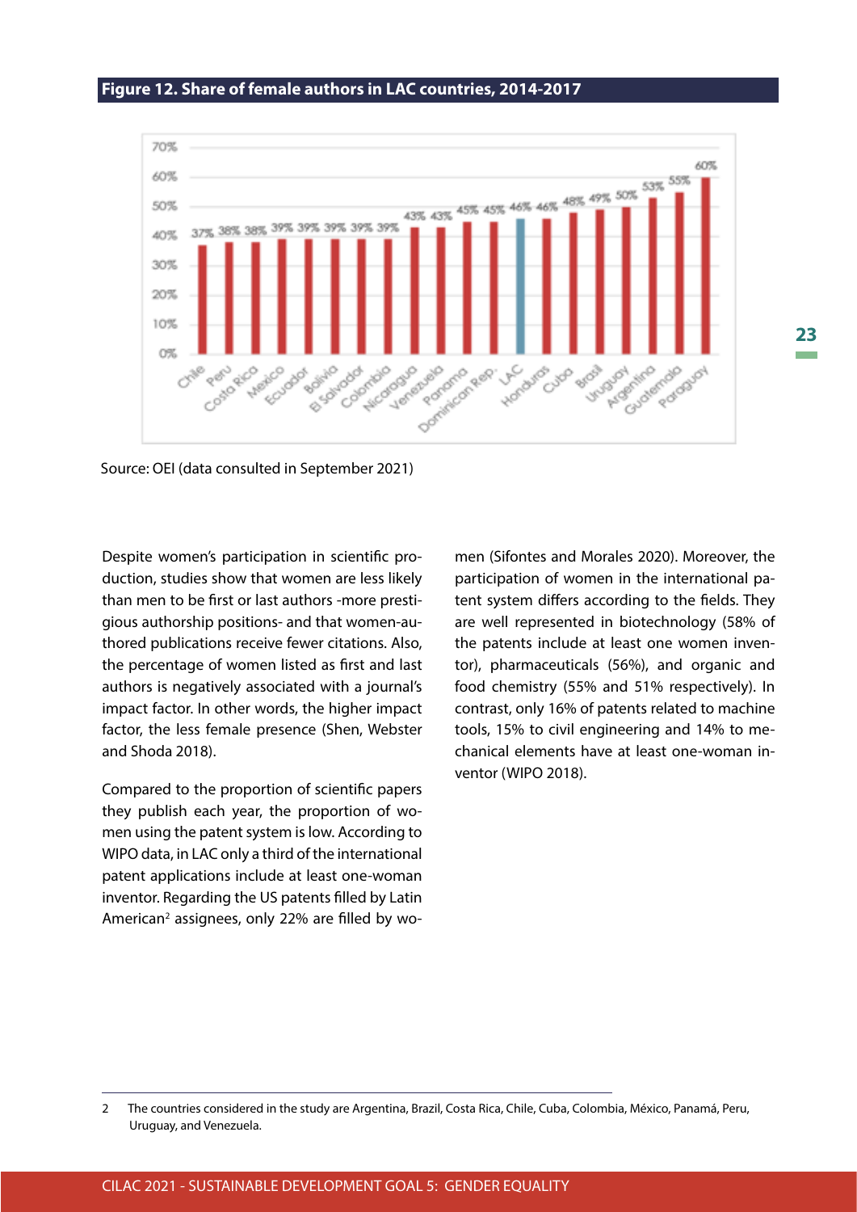**Figure 12. Share of female authors in LAC countries, 2014-2017**

70%
60%
50%
40%
30%
20%
10%
0%

37% 38% 38% 39% 39% 39% 39% 39% 43% 43% 45% 45% 46% 46% 48% 49% 50% 53% 55% 60%

Chile, Peru, Costa Rica, Mexico, Ecuador, Bolivia, El Salvador, Colombia, Nicaragua, Venezuela, Panama, Dominican Rep., LAC, Honduras, Cuba, Brasil, Uruguay, Argentina, Guatemala, Paraguay

Source: OEI (data consulted in September 2021)

Despite women's participation in scientific production, studies show that women are less likely than men to be first or last authors -more prestigious authorship positions- and that women-authored publications receive fewer citations. Also, the percentage of women listed as first and last authors is negatively associated with a journal's impact factor. In other words, the higher impact factor, the less female presence (Shen, Webster and Shoda 2018).

Compared to the proportion of scientific papers they publish each year, the proportion of women using the patent system is low. According to WIPO data, in LAC only a third of the international patent applications include at least one-woman inventor. Regarding the US patents filled by Latin American[2] assignees, only 22% are filled by women (Sifontes and Morales 2020). Moreover, the participation of women in the international patent system differs according to the fields. They are well represented in biotechnology (58% of the patents include at least one women inventor), pharmaceuticals (56%), and organic and food chemistry (55% and 51% respectively). In contrast, only 16% of patents related to machine tools, 15% to civil engineering and 14% to mechanical elements have at least one-woman inventor (WIPO 2018).

2 The countries considered in the study are Argentina, Brazil, Costa Rica, Chile, Cuba, Colombia, México, Panamá, Peru, Uruguay, and Venezuela.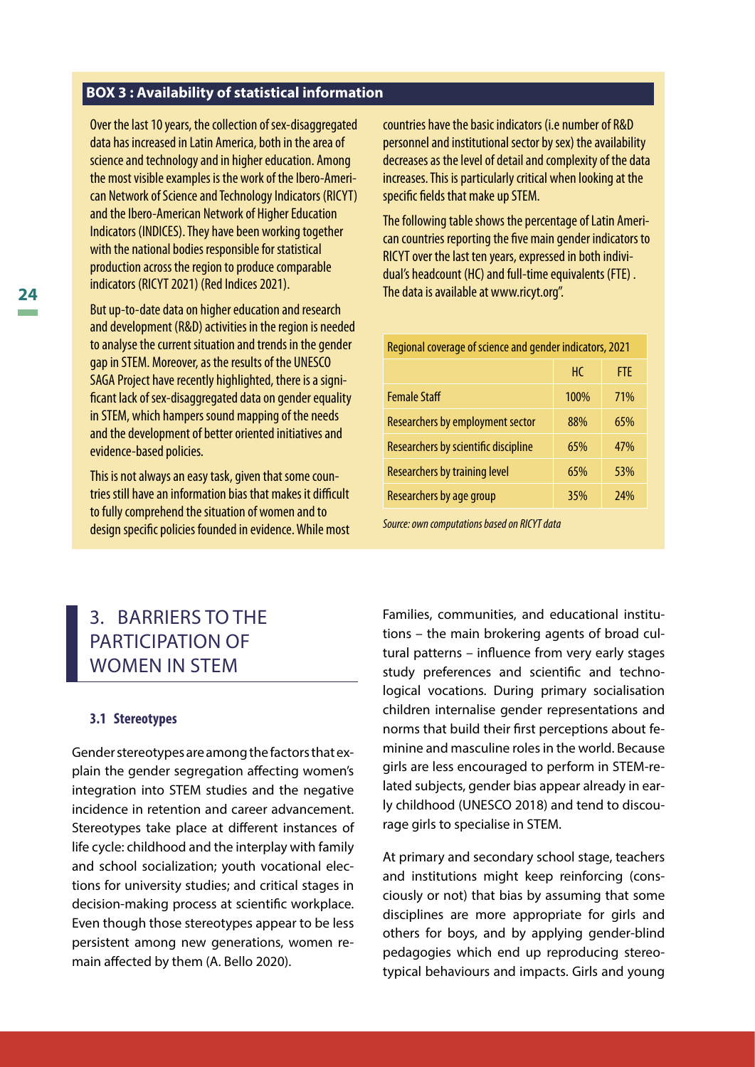**BOX 3 : Availability of statistical information**

Over the last 10 years, the collection of sex-disaggregated data has increased in Latin America, both in the area of science and technology and in higher education. Among the most visible examples is the work of the Ibero-American Network of Science and Technology Indicators (RICYT) and the Ibero-American Network of Higher Education Indicators (INDICES). They have been working together with the national bodies responsible for statistical production across the region to produce comparable indicators (RICYT 2021) (Red Indices 2021).

But up-to-date data on higher education and research and development (R&D) activities in the region is needed to analyse the current situation and trends in the gender gap in STEM. Moreover, as the results of the UNESCO SAGA Project have recently highlighted, there is a significant lack of sex-disaggregated data on gender equality in STEM, which hampers sound mapping of the needs and the development of better oriented initiatives and evidence-based policies.

This is not always an easy task, given that some countries still have an information bias that makes it difficult to fully comprehend the situation of women and to design specific policies founded in evidence. While most countries have the basic indicators (i.e number of R&D personnel and institutional sector by sex) the availability decreases as the level of detail and complexity of the data increases. This is particularly critical when looking at the specific fields that make up STEM.

The following table shows the percentage of Latin American countries reporting the five main gender indicators to RICYT over the last ten years, expressed in both individual's headcount (HC) and full-time equivalents (FTE) . The data is available at www.ricyt.org".

Regional coverage of science and gender indicators, 2021

| | HC | FTE |
|---|---|---|
| Female Staff | 100% | 71% |
| Researchers by employment sector | 88% | 65% |
| Researchers by scientific discipline | 65% | 47% |
| Researchers by training level | 65% | 53% |
| Researchers by age group | 35% | 24% |

*Source: own computations based on RICYT data*

# 3. BARRIERS TO THE PARTICIPATION OF WOMEN IN STEM

### 3.1 Stereotypes

Gender stereotypes are among the factors that explain the gender segregation affecting women's integration into STEM studies and the negative incidence in retention and career advancement. Stereotypes take place at different instances of life cycle: childhood and the interplay with family and school socialization; youth vocational elections for university studies; and critical stages in decision-making process at scientific workplace. Even though those stereotypes appear to be less persistent among new generations, women remain affected by them (A. Bello 2020).

Families, communities, and educational institutions – the main brokering agents of broad cultural patterns – influence from very early stages study preferences and scientific and technological vocations. During primary socialisation children internalise gender representations and norms that build their first perceptions about feminine and masculine roles in the world. Because girls are less encouraged to perform in STEM-related subjects, gender bias appear already in early childhood (UNESCO 2018) and tend to discourage girls to specialise in STEM.

At primary and secondary school stage, teachers and institutions might keep reinforcing (consciously or not) that bias by assuming that some disciplines are more appropriate for girls and others for boys, and by applying gender-blind pedagogies which end up reproducing stereotypical behaviours and impacts. Girls and young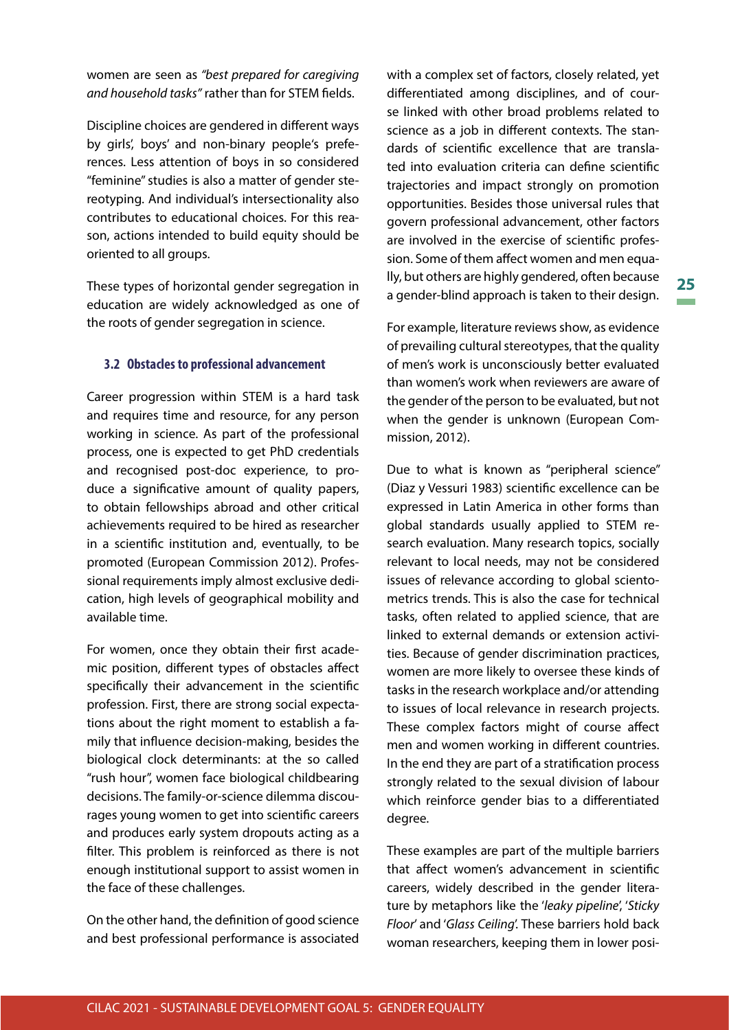women are seen as *"best prepared for caregiving and household tasks"* rather than for STEM fields.

Discipline choices are gendered in different ways by girls', boys' and non-binary people's preferences. Less attention of boys in so considered "feminine" studies is also a matter of gender stereotyping. And individual's intersectionality also contributes to educational choices. For this reason, actions intended to build equity should be oriented to all groups.

These types of horizontal gender segregation in education are widely acknowledged as one of the roots of gender segregation in science.

### 3.2 Obstacles to professional advancement

Career progression within STEM is a hard task and requires time and resource, for any person working in science. As part of the professional process, one is expected to get PhD credentials and recognised post-doc experience, to produce a significative amount of quality papers, to obtain fellowships abroad and other critical achievements required to be hired as researcher in a scientific institution and, eventually, to be promoted (European Commission 2012). Professional requirements imply almost exclusive dedication, high levels of geographical mobility and available time.

For women, once they obtain their first academic position, different types of obstacles affect specifically their advancement in the scientific profession. First, there are strong social expectations about the right moment to establish a family that influence decision-making, besides the biological clock determinants: at the so called "rush hour", women face biological childbearing decisions. The family-or-science dilemma discourages young women to get into scientific careers and produces early system dropouts acting as a filter. This problem is reinforced as there is not enough institutional support to assist women in the face of these challenges.

On the other hand, the definition of good science and best professional performance is associated with a complex set of factors, closely related, yet differentiated among disciplines, and of course linked with other broad problems related to science as a job in different contexts. The standards of scientific excellence that are translated into evaluation criteria can define scientific trajectories and impact strongly on promotion opportunities. Besides those universal rules that govern professional advancement, other factors are involved in the exercise of scientific profession. Some of them affect women and men equally, but others are highly gendered, often because a gender-blind approach is taken to their design.

For example, literature reviews show, as evidence of prevailing cultural stereotypes, that the quality of men's work is unconsciously better evaluated than women's work when reviewers are aware of the gender of the person to be evaluated, but not when the gender is unknown (European Commission, 2012).

Due to what is known as "peripheral science" (Diaz y Vessuri 1983) scientific excellence can be expressed in Latin America in other forms than global standards usually applied to STEM research evaluation. Many research topics, socially relevant to local needs, may not be considered issues of relevance according to global scientometrics trends. This is also the case for technical tasks, often related to applied science, that are linked to external demands or extension activities. Because of gender discrimination practices, women are more likely to oversee these kinds of tasks in the research workplace and/or attending to issues of local relevance in research projects. These complex factors might of course affect men and women working in different countries. In the end they are part of a stratification process strongly related to the sexual division of labour which reinforce gender bias to a differentiated degree.

These examples are part of the multiple barriers that affect women's advancement in scientific careers, widely described in the gender literature by metaphors like the '*leaky pipeline*', '*Sticky Floor*' and '*Glass Ceiling*'. These barriers hold back woman researchers, keeping them in lower posi-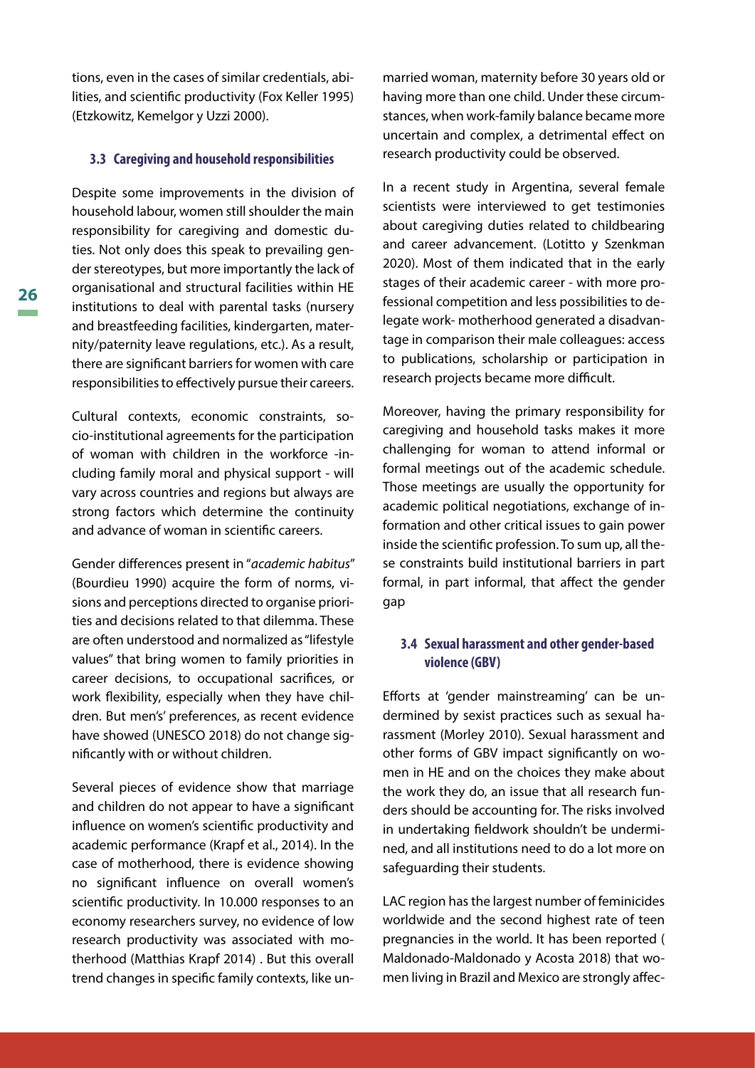tions, even in the cases of similar credentials, abilities, and scientific productivity (Fox Keller 1995) (Etzkowitz, Kemelgor y Uzzi 2000).

### 3.3 Caregiving and household responsibilities

Despite some improvements in the division of household labour, women still shoulder the main responsibility for caregiving and domestic duties. Not only does this speak to prevailing gender stereotypes, but more importantly the lack of organisational and structural facilities within HE institutions to deal with parental tasks (nursery and breastfeeding facilities, kindergarten, maternity/paternity leave regulations, etc.). As a result, there are significant barriers for women with care responsibilities to effectively pursue their careers.

Cultural contexts, economic constraints, socio-institutional agreements for the participation of woman with children in the workforce -including family moral and physical support - will vary across countries and regions but always are strong factors which determine the continuity and advance of woman in scientific careers.

Gender differences present in "*academic habitus*" (Bourdieu 1990) acquire the form of norms, visions and perceptions directed to organise priorities and decisions related to that dilemma. These are often understood and normalized as "lifestyle values" that bring women to family priorities in career decisions, to occupational sacrifices, or work flexibility, especially when they have children. But men's' preferences, as recent evidence have showed (UNESCO 2018) do not change significantly with or without children.

Several pieces of evidence show that marriage and children do not appear to have a significant influence on women's scientific productivity and academic performance (Krapf et al., 2014). In the case of motherhood, there is evidence showing no significant influence on overall women's scientific productivity. In 10.000 responses to an economy researchers survey, no evidence of low research productivity was associated with motherhood (Matthias Krapf 2014) . But this overall trend changes in specific family contexts, like unmarried woman, maternity before 30 years old or having more than one child. Under these circumstances, when work-family balance became more uncertain and complex, a detrimental effect on research productivity could be observed.

In a recent study in Argentina, several female scientists were interviewed to get testimonies about caregiving duties related to childbearing and career advancement. (Lotitto y Szenkman 2020). Most of them indicated that in the early stages of their academic career - with more professional competition and less possibilities to delegate work- motherhood generated a disadvantage in comparison their male colleagues: access to publications, scholarship or participation in research projects became more difficult.

Moreover, having the primary responsibility for caregiving and household tasks makes it more challenging for woman to attend informal or formal meetings out of the academic schedule. Those meetings are usually the opportunity for academic political negotiations, exchange of information and other critical issues to gain power inside the scientific profession. To sum up, all these constraints build institutional barriers in part formal, in part informal, that affect the gender gap

### 3.4 Sexual harassment and other gender-based violence (GBV)

Efforts at 'gender mainstreaming' can be undermined by sexist practices such as sexual harassment (Morley 2010). Sexual harassment and other forms of GBV impact significantly on women in HE and on the choices they make about the work they do, an issue that all research funders should be accounting for. The risks involved in undertaking fieldwork shouldn't be undermined, and all institutions need to do a lot more on safeguarding their students.

LAC region has the largest number of feminicides worldwide and the second highest rate of teen pregnancies in the world. It has been reported ( Maldonado-Maldonado y Acosta 2018) that women living in Brazil and Mexico are strongly affec-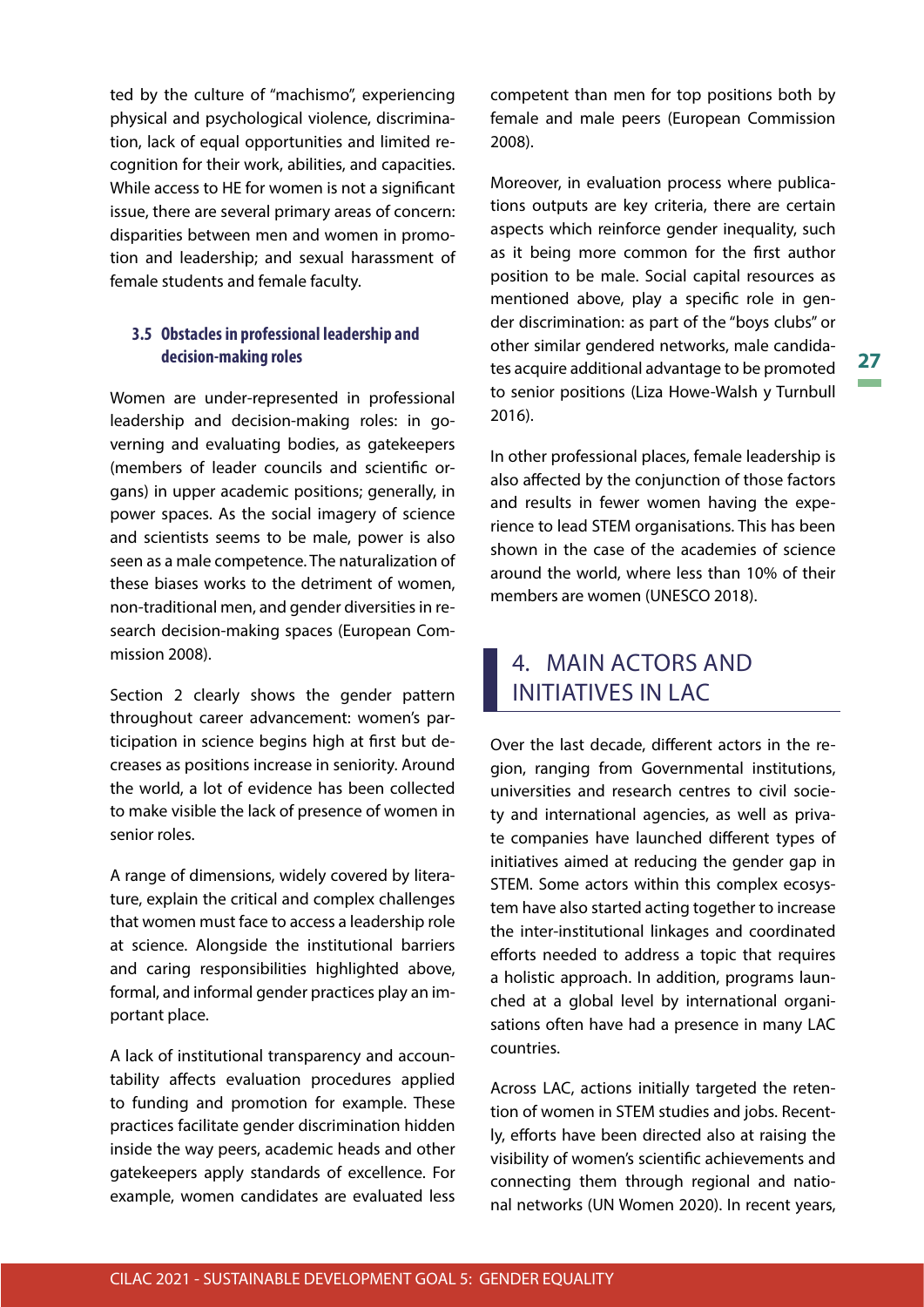ted by the culture of "machismo", experiencing physical and psychological violence, discrimination, lack of equal opportunities and limited recognition for their work, abilities, and capacities. While access to HE for women is not a significant issue, there are several primary areas of concern: disparities between men and women in promotion and leadership; and sexual harassment of female students and female faculty.

### 3.5 Obstacles in professional leadership and decision-making roles

Women are under-represented in professional leadership and decision-making roles: in governing and evaluating bodies, as gatekeepers (members of leader councils and scientific organs) in upper academic positions; generally, in power spaces. As the social imagery of science and scientists seems to be male, power is also seen as a male competence. The naturalization of these biases works to the detriment of women, non-traditional men, and gender diversities in research decision-making spaces (European Commission 2008).

Section 2 clearly shows the gender pattern throughout career advancement: women's participation in science begins high at first but decreases as positions increase in seniority. Around the world, a lot of evidence has been collected to make visible the lack of presence of women in senior roles.

A range of dimensions, widely covered by literature, explain the critical and complex challenges that women must face to access a leadership role at science. Alongside the institutional barriers and caring responsibilities highlighted above, formal, and informal gender practices play an important place.

A lack of institutional transparency and accountability affects evaluation procedures applied to funding and promotion for example. These practices facilitate gender discrimination hidden inside the way peers, academic heads and other gatekeepers apply standards of excellence. For example, women candidates are evaluated less competent than men for top positions both by female and male peers (European Commission 2008).

Moreover, in evaluation process where publications outputs are key criteria, there are certain aspects which reinforce gender inequality, such as it being more common for the first author position to be male. Social capital resources as mentioned above, play a specific role in gender discrimination: as part of the "boys clubs" or other similar gendered networks, male candidates acquire additional advantage to be promoted to senior positions (Liza Howe-Walsh y Turnbull 2016).

In other professional places, female leadership is also affected by the conjunction of those factors and results in fewer women having the experience to lead STEM organisations. This has been shown in the case of the academies of science around the world, where less than 10% of their members are women (UNESCO 2018).

## 4. MAIN ACTORS AND INITIATIVES IN LAC

Over the last decade, different actors in the region, ranging from Governmental institutions, universities and research centres to civil society and international agencies, as well as private companies have launched different types of initiatives aimed at reducing the gender gap in STEM. Some actors within this complex ecosystem have also started acting together to increase the inter-institutional linkages and coordinated efforts needed to address a topic that requires a holistic approach. In addition, programs launched at a global level by international organisations often have had a presence in many LAC countries.

Across LAC, actions initially targeted the retention of women in STEM studies and jobs. Recently, efforts have been directed also at raising the visibility of women's scientific achievements and connecting them through regional and national networks (UN Women 2020). In recent years,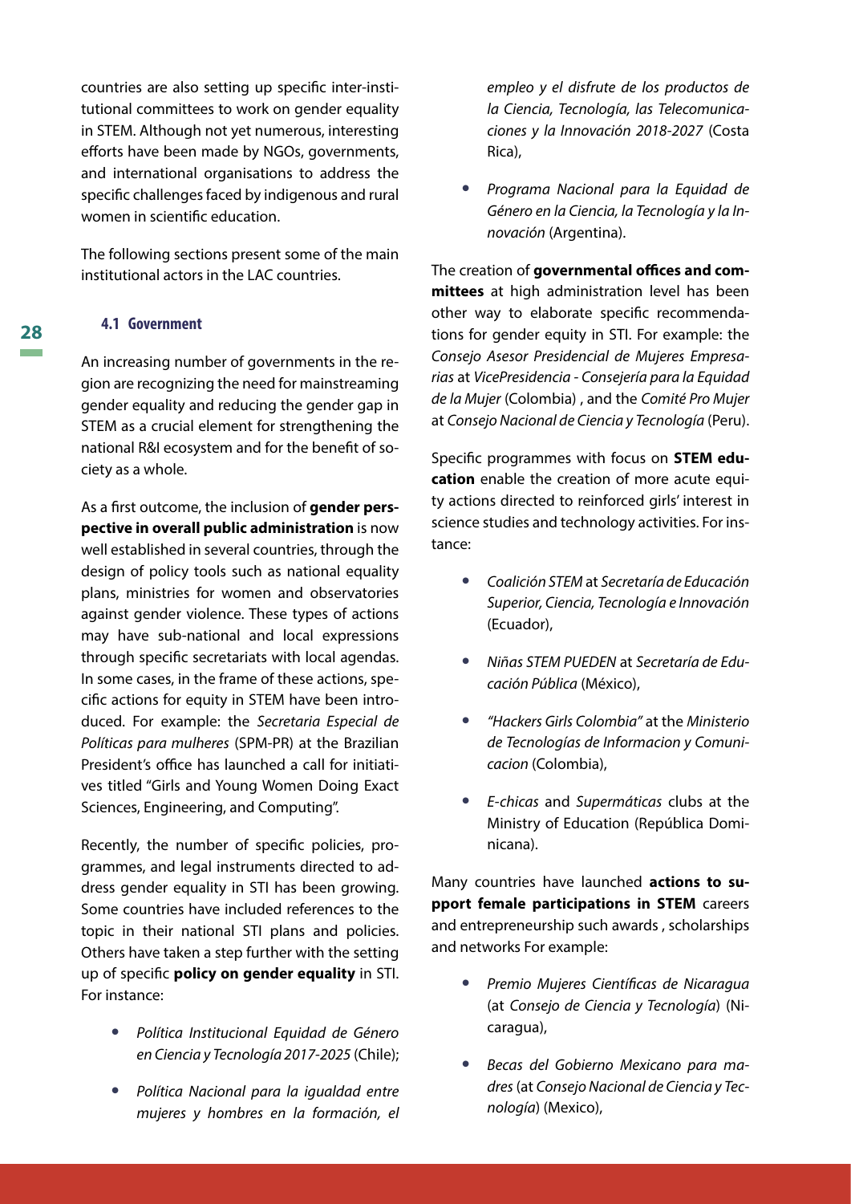countries are also setting up specific inter-institutional committees to work on gender equality in STEM. Although not yet numerous, interesting efforts have been made by NGOs, governments, and international organisations to address the specific challenges faced by indigenous and rural women in scientific education.

The following sections present some of the main institutional actors in the LAC countries.

### 4.1 Government

An increasing number of governments in the region are recognizing the need for mainstreaming gender equality and reducing the gender gap in STEM as a crucial element for strengthening the national R&I ecosystem and for the benefit of society as a whole.

As a first outcome, the inclusion of **gender perspective in overall public administration** is now well established in several countries, through the design of policy tools such as national equality plans, ministries for women and observatories against gender violence. These types of actions may have sub-national and local expressions through specific secretariats with local agendas. In some cases, in the frame of these actions, specific actions for equity in STEM have been introduced. For example: the *Secretaria Especial de Políticas para mulheres* (SPM-PR) at the Brazilian President's office has launched a call for initiatives titled "Girls and Young Women Doing Exact Sciences, Engineering, and Computing".

Recently, the number of specific policies, programmes, and legal instruments directed to address gender equality in STI has been growing. Some countries have included references to the topic in their national STI plans and policies. Others have taken a step further with the setting up of specific **policy on gender equality** in STI. For instance:

- *Política Institucional Equidad de Género en Ciencia y Tecnología 2017-2025* (Chile);
- *Política Nacional para la igualdad entre mujeres y hombres en la formación, el empleo y el disfrute de los productos de la Ciencia, Tecnología, las Telecomunicaciones y la Innovación 2018-2027* (Costa Rica),
- *Programa Nacional para la Equidad de Género en la Ciencia, la Tecnología y la Innovación* (Argentina).

The creation of **governmental offices and committees** at high administration level has been other way to elaborate specific recommendations for gender equity in STI. For example: the *Consejo Asesor Presidencial de Mujeres Empresarias* at *VicePresidencia - Consejería para la Equidad de la Mujer* (Colombia) , and the *Comité Pro Mujer* at *Consejo Nacional de Ciencia y Tecnología* (Peru).

Specific programmes with focus on **STEM education** enable the creation of more acute equity actions directed to reinforced girls' interest in science studies and technology activities. For instance:

- *Coalición STEM* at *Secretaría de Educación Superior, Ciencia, Tecnología e Innovación* (Ecuador),
- *Niñas STEM PUEDEN* at *Secretaría de Educación Pública* (México),
- *"Hackers Girls Colombia"* at the *Ministerio de Tecnologías de Informacion y Comunicacion* (Colombia),
- *E-chicas* and *Supermáticas* clubs at the Ministry of Education (República Dominicana).

Many countries have launched **actions to support female participations in STEM** careers and entrepreneurship such awards , scholarships and networks For example:

- *Premio Mujeres Científicas de Nicaragua* (at *Consejo de Ciencia y Tecnología*) (Nicaragua),
- *Becas del Gobierno Mexicano para madres* (at *Consejo Nacional de Ciencia y Tecnología*) (Mexico),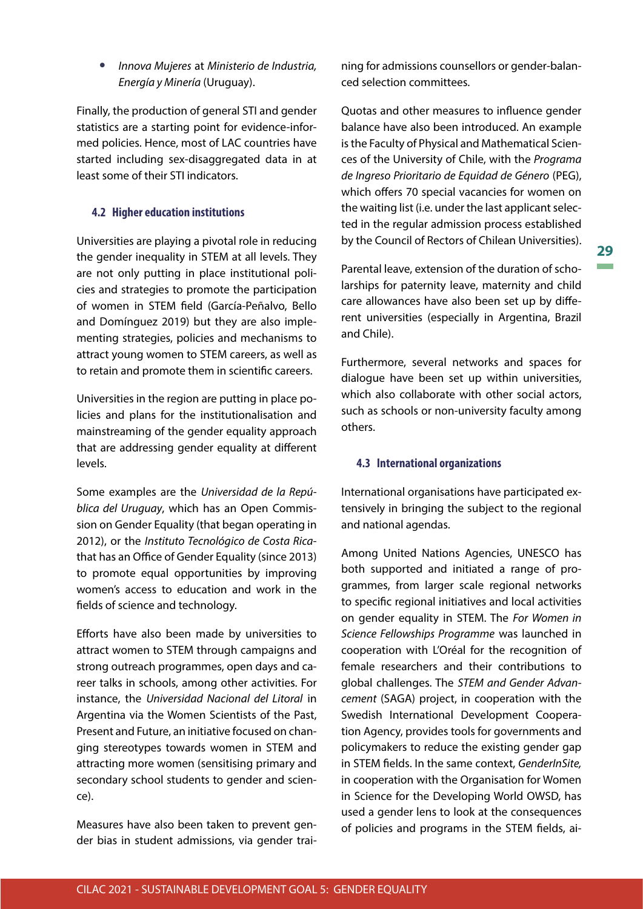- *Innova Mujeres* at *Ministerio de Industria, Energía y Minería* (Uruguay).

Finally, the production of general STI and gender statistics are a starting point for evidence-informed policies. Hence, most of LAC countries have started including sex-disaggregated data in at least some of their STI indicators.

### 4.2 Higher education institutions

Universities are playing a pivotal role in reducing the gender inequality in STEM at all levels. They are not only putting in place institutional policies and strategies to promote the participation of women in STEM field (García-Peñalvo, Bello and Domínguez 2019) but they are also implementing strategies, policies and mechanisms to attract young women to STEM careers, as well as to retain and promote them in scientific careers.

Universities in the region are putting in place policies and plans for the institutionalisation and mainstreaming of the gender equality approach that are addressing gender equality at different levels.

Some examples are the *Universidad de la República del Uruguay*, which has an Open Commission on Gender Equality (that began operating in 2012), or the *Instituto Tecnológico de Costa Rica* that has an Office of Gender Equality (since 2013) to promote equal opportunities by improving women's access to education and work in the fields of science and technology.

Efforts have also been made by universities to attract women to STEM through campaigns and strong outreach programmes, open days and career talks in schools, among other activities. For instance, the *Universidad Nacional del Litoral* in Argentina via the Women Scientists of the Past, Present and Future, an initiative focused on changing stereotypes towards women in STEM and attracting more women (sensitising primary and secondary school students to gender and science).

Measures have also been taken to prevent gender bias in student admissions, via gender training for admissions counsellors or gender-balanced selection committees.

Quotas and other measures to influence gender balance have also been introduced. An example is the Faculty of Physical and Mathematical Sciences of the University of Chile, with the *Programa de Ingreso Prioritario de Equidad de Género* (PEG), which offers 70 special vacancies for women on the waiting list (i.e. under the last applicant selected in the regular admission process established by the Council of Rectors of Chilean Universities).

Parental leave, extension of the duration of scholarships for paternity leave, maternity and child care allowances have also been set up by different universities (especially in Argentina, Brazil and Chile).

Furthermore, several networks and spaces for dialogue have been set up within universities, which also collaborate with other social actors, such as schools or non-university faculty among others.

### 4.3 International organizations

International organisations have participated extensively in bringing the subject to the regional and national agendas.

Among United Nations Agencies, UNESCO has both supported and initiated a range of programmes, from larger scale regional networks to specific regional initiatives and local activities on gender equality in STEM. The *For Women in Science Fellowships Programme* was launched in cooperation with L'Oréal for the recognition of female researchers and their contributions to global challenges. The *STEM and Gender Advancement* (SAGA) project, in cooperation with the Swedish International Development Cooperation Agency, provides tools for governments and policymakers to reduce the existing gender gap in STEM fields. In the same context, *GenderInSite,* in cooperation with the Organisation for Women in Science for the Developing World OWSD, has used a gender lens to look at the consequences of policies and programs in the STEM fields, ai-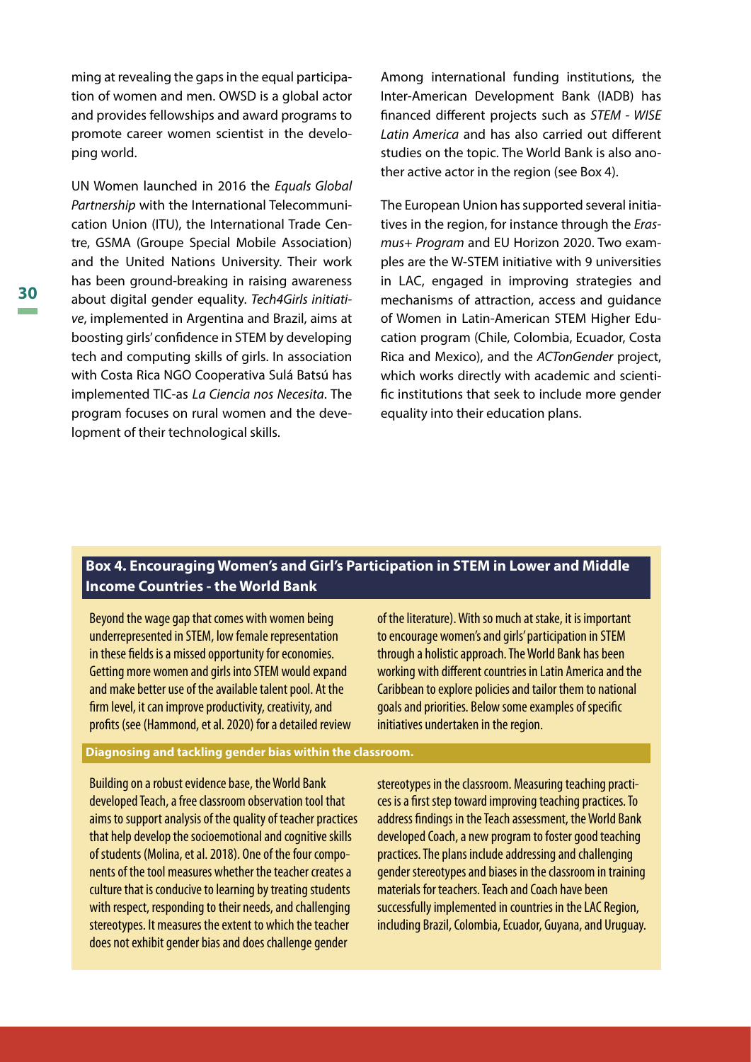ming at revealing the gaps in the equal participation of women and men. OWSD is a global actor and provides fellowships and award programs to promote career women scientist in the developing world.

UN Women launched in 2016 the *Equals Global Partnership* with the International Telecommunication Union (ITU), the International Trade Centre, GSMA (Groupe Special Mobile Association) and the United Nations University. Their work has been ground-breaking in raising awareness about digital gender equality. *Tech4Girls initiative*, implemented in Argentina and Brazil, aims at boosting girls' confidence in STEM by developing tech and computing skills of girls. In association with Costa Rica NGO Cooperativa Sulá Batsú has implemented TIC-as *La Ciencia nos Necesita*. The program focuses on rural women and the development of their technological skills.

Among international funding institutions, the Inter-American Development Bank (IADB) has financed different projects such as *STEM - WISE Latin America* and has also carried out different studies on the topic. The World Bank is also another active actor in the region (see Box 4).

The European Union has supported several initiatives in the region, for instance through the *Erasmus+ Program* and EU Horizon 2020. Two examples are the W-STEM initiative with 9 universities in LAC, engaged in improving strategies and mechanisms of attraction, access and guidance of Women in Latin-American STEM Higher Education program (Chile, Colombia, Ecuador, Costa Rica and Mexico), and the *ACTonGender* project, which works directly with academic and scientific institutions that seek to include more gender equality into their education plans.

### Box 4. Encouraging Women's and Girl's Participation in STEM in Lower and Middle Income Countries - the World Bank

Beyond the wage gap that comes with women being underrepresented in STEM, low female representation in these fields is a missed opportunity for economies. Getting more women and girls into STEM would expand and make better use of the available talent pool. At the firm level, it can improve productivity, creativity, and profits (see (Hammond, et al. 2020) for a detailed review of the literature). With so much at stake, it is important to encourage women's and girls' participation in STEM through a holistic approach. The World Bank has been working with different countries in Latin America and the Caribbean to explore policies and tailor them to national goals and priorities. Below some examples of specific initiatives undertaken in the region.

**Diagnosing and tackling gender bias within the classroom.**

Building on a robust evidence base, the World Bank developed Teach, a free classroom observation tool that aims to support analysis of the quality of teacher practices that help develop the socioemotional and cognitive skills of students (Molina, et al. 2018). One of the four components of the tool measures whether the teacher creates a culture that is conducive to learning by treating students with respect, responding to their needs, and challenging stereotypes. It measures the extent to which the teacher does not exhibit gender bias and does challenge gender stereotypes in the classroom. Measuring teaching practices is a first step toward improving teaching practices. To address findings in the Teach assessment, the World Bank developed Coach, a new program to foster good teaching practices. The plans include addressing and challenging gender stereotypes and biases in the classroom in training materials for teachers. Teach and Coach have been successfully implemented in countries in the LAC Region, including Brazil, Colombia, Ecuador, Guyana, and Uruguay.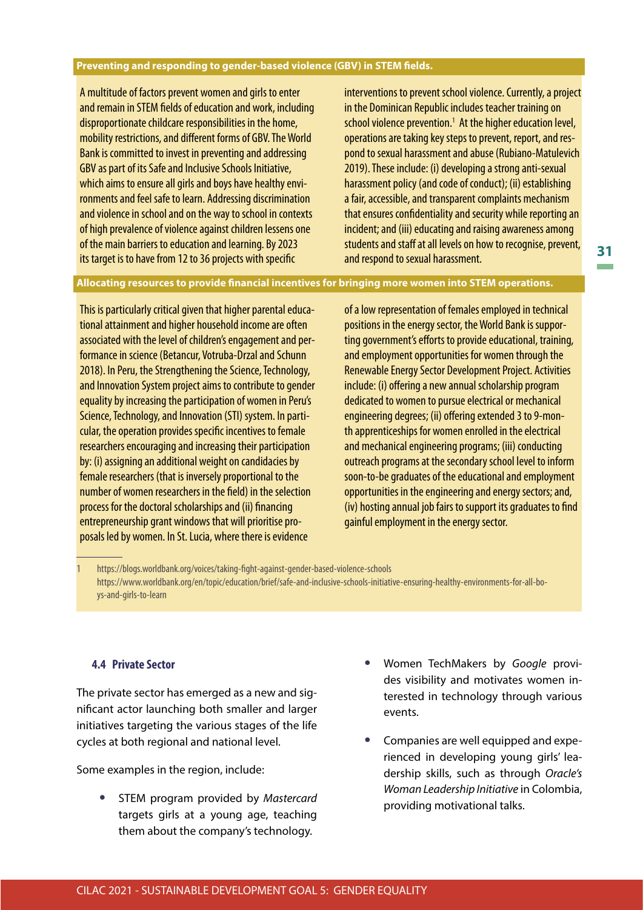**Preventing and responding to gender-based violence (GBV) in STEM fields.**

A multitude of factors prevent women and girls to enter and remain in STEM fields of education and work, including disproportionate childcare responsibilities in the home, mobility restrictions, and different forms of GBV. The World Bank is committed to invest in preventing and addressing GBV as part of its Safe and Inclusive Schools Initiative, which aims to ensure all girls and boys have healthy environments and feel safe to learn. Addressing discrimination and violence in school and on the way to school in contexts of high prevalence of violence against children lessens one of the main barriers to education and learning. By 2023 its target is to have from 12 to 36 projects with specific interventions to prevent school violence. Currently, a project in the Dominican Republic includes teacher training on school violence prevention.[1] At the higher education level, operations are taking key steps to prevent, report, and respond to sexual harassment and abuse (Rubiano-Matulevich 2019). These include: (i) developing a strong anti-sexual harassment policy (and code of conduct); (ii) establishing a fair, accessible, and transparent complaints mechanism that ensures confidentiality and security while reporting an incident; and (iii) educating and raising awareness among students and staff at all levels on how to recognise, prevent, and respond to sexual harassment.

**Allocating resources to provide financial incentives for bringing more women into STEM operations.**

This is particularly critical given that higher parental educational attainment and higher household income are often associated with the level of children's engagement and performance in science (Betancur, Votruba-Drzal and Schunn 2018). In Peru, the Strengthening the Science, Technology, and Innovation System project aims to contribute to gender equality by increasing the participation of women in Peru's Science, Technology, and Innovation (STI) system. In particular, the operation provides specific incentives to female researchers encouraging and increasing their participation by: (i) assigning an additional weight on candidacies by female researchers (that is inversely proportional to the number of women researchers in the field) in the selection process for the doctoral scholarships and (ii) financing entrepreneurship grant windows that will prioritise proposals led by women. In St. Lucia, where there is evidence of a low representation of females employed in technical positions in the energy sector, the World Bank is supporting government's efforts to provide educational, training, and employment opportunities for women through the Renewable Energy Sector Development Project. Activities include: (i) offering a new annual scholarship program dedicated to women to pursue electrical or mechanical engineering degrees; (ii) offering extended 3 to 9-month apprenticeships for women enrolled in the electrical and mechanical engineering programs; (iii) conducting outreach programs at the secondary school level to inform soon-to-be graduates of the educational and employment opportunities in the engineering and energy sectors; and, (iv) hosting annual job fairs to support its graduates to find gainful employment in the energy sector.

1 https://blogs.worldbank.org/voices/taking-fight-against-gender-based-violence-schools
https://www.worldbank.org/en/topic/education/brief/safe-and-inclusive-schools-initiative-ensuring-healthy-environments-for-all-boys-and-girls-to-learn

### 4.4 Private Sector

The private sector has emerged as a new and significant actor launching both smaller and larger initiatives targeting the various stages of the life cycles at both regional and national level.

Some examples in the region, include:

- STEM program provided by *Mastercard* targets girls at a young age, teaching them about the company's technology.
- Women TechMakers by *Google* provides visibility and motivates women interested in technology through various events.
- Companies are well equipped and experienced in developing young girls' leadership skills, such as through *Oracle's Woman Leadership Initiative* in Colombia, providing motivational talks.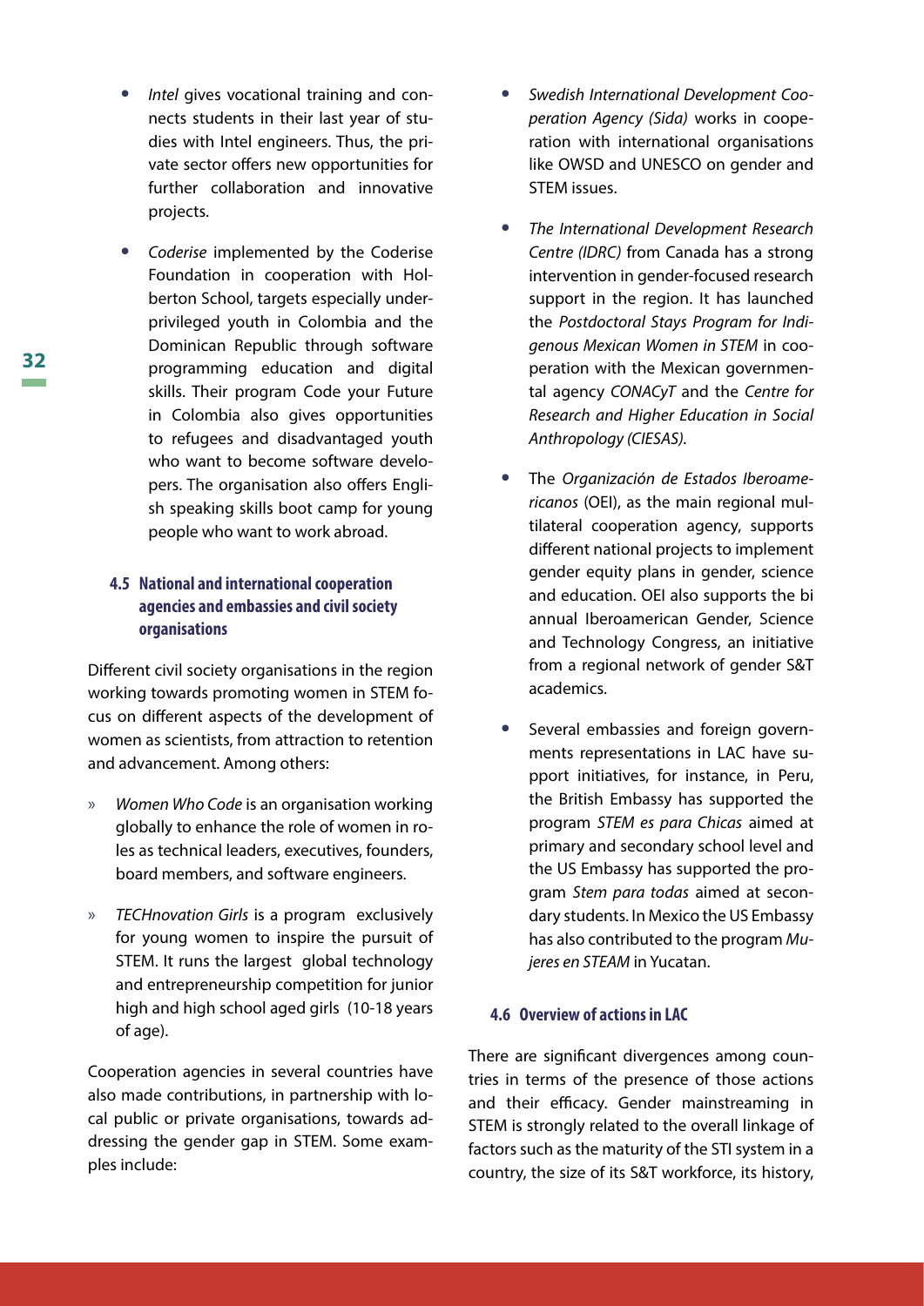- *Intel* gives vocational training and connects students in their last year of studies with Intel engineers. Thus, the private sector offers new opportunities for further collaboration and innovative projects.

- *Coderise* implemented by the Coderise Foundation in cooperation with Holberton School, targets especially underprivileged youth in Colombia and the Dominican Republic through software programming education and digital skills. Their program Code your Future in Colombia also gives opportunities to refugees and disadvantaged youth who want to become software developers. The organisation also offers English speaking skills boot camp for young people who want to work abroad.

### 4.5 National and international cooperation agencies and embassies and civil society organisations

Different civil society organisations in the region working towards promoting women in STEM focus on different aspects of the development of women as scientists, from attraction to retention and advancement. Among others:

- *Women Who Code* is an organisation working globally to enhance the role of women in roles as technical leaders, executives, founders, board members, and software engineers.

- *TECHnovation Girls* is a program exclusively for young women to inspire the pursuit of STEM. It runs the largest global technology and entrepreneurship competition for junior high and high school aged girls (10-18 years of age).

Cooperation agencies in several countries have also made contributions, in partnership with local public or private organisations, towards addressing the gender gap in STEM. Some examples include:

- *Swedish International Development Cooperation Agency (Sida)* works in cooperation with international organisations like OWSD and UNESCO on gender and STEM issues.

- *The International Development Research Centre (IDRC)* from Canada has a strong intervention in gender-focused research support in the region. It has launched the *Postdoctoral Stays Program for Indigenous Mexican Women in STEM* in cooperation with the Mexican governmental agency *CONACyT* and the *Centre for Research and Higher Education in Social Anthropology (CIESAS).*

- The *Organización de Estados Iberoamericanos* (OEI), as the main regional multilateral cooperation agency, supports different national projects to implement gender equity plans in gender, science and education. OEI also supports the bi annual Iberoamerican Gender, Science and Technology Congress, an initiative from a regional network of gender S&T academics.

- Several embassies and foreign governments representations in LAC have support initiatives, for instance, in Peru, the British Embassy has supported the program *STEM es para Chicas* aimed at primary and secondary school level and the US Embassy has supported the program *Stem para todas* aimed at secondary students. In Mexico the US Embassy has also contributed to the program *Mujeres en STEAM* in Yucatan.

### 4.6 Overview of actions in LAC

There are significant divergences among countries in terms of the presence of those actions and their efficacy. Gender mainstreaming in STEM is strongly related to the overall linkage of factors such as the maturity of the STI system in a country, the size of its S&T workforce, its history,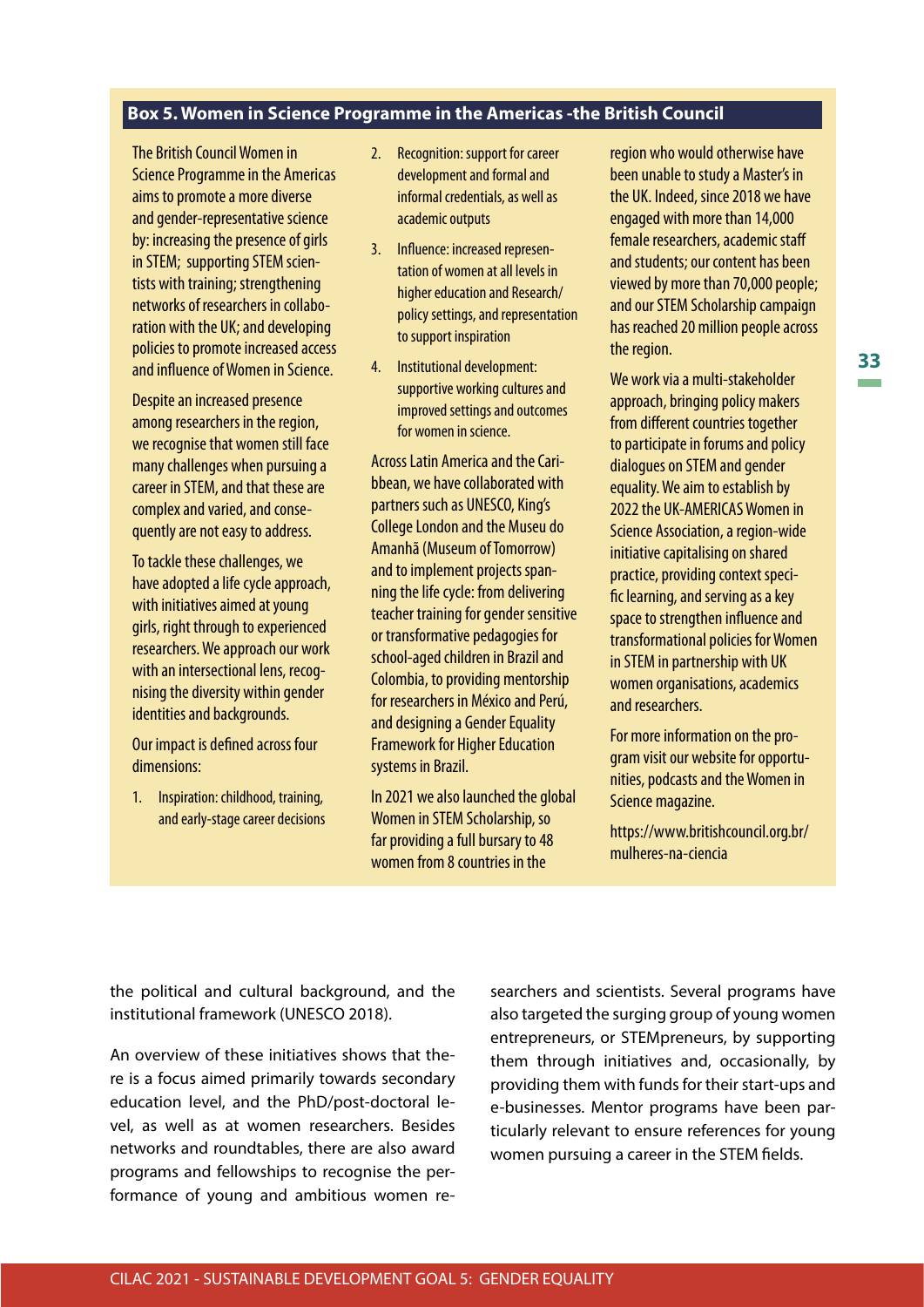## Box 5. Women in Science Programme in the Americas -the British Council

The British Council Women in Science Programme in the Americas aims to promote a more diverse and gender-representative science by: increasing the presence of girls in STEM; supporting STEM scientists with training; strengthening networks of researchers in collaboration with the UK; and developing policies to promote increased access and influence of Women in Science.

Despite an increased presence among researchers in the region, we recognise that women still face many challenges when pursuing a career in STEM, and that these are complex and varied, and consequently are not easy to address.

To tackle these challenges, we have adopted a life cycle approach, with initiatives aimed at young girls, right through to experienced researchers. We approach our work with an intersectional lens, recognising the diversity within gender identities and backgrounds.

Our impact is defined across four dimensions:

1. Inspiration: childhood, training, and early-stage career decisions
2. Recognition: support for career development and formal and informal credentials, as well as academic outputs
3. Influence: increased representation of women at all levels in higher education and Research/policy settings, and representation to support inspiration
4. Institutional development: supportive working cultures and improved settings and outcomes for women in science.

Across Latin America and the Caribbean, we have collaborated with partners such as UNESCO, King's College London and the Museu do Amanhã (Museum of Tomorrow) and to implement projects spanning the life cycle: from delivering teacher training for gender sensitive or transformative pedagogies for school-aged children in Brazil and Colombia, to providing mentorship for researchers in México and Perú, and designing a Gender Equality Framework for Higher Education systems in Brazil.

In 2021 we also launched the global Women in STEM Scholarship, so far providing a full bursary to 48 women from 8 countries in the region who would otherwise have been unable to study a Master's in the UK. Indeed, since 2018 we have engaged with more than 14,000 female researchers, academic staff and students; our content has been viewed by more than 70,000 people; and our STEM Scholarship campaign has reached 20 million people across the region.

We work via a multi-stakeholder approach, bringing policy makers from different countries together to participate in forums and policy dialogues on STEM and gender equality. We aim to establish by 2022 the UK-AMERICAS Women in Science Association, a region-wide initiative capitalising on shared practice, providing context specific learning, and serving as a key space to strengthen influence and transformational policies for Women in STEM in partnership with UK women organisations, academics and researchers.

For more information on the program visit our website for opportunities, podcasts and the Women in Science magazine.

https://www.britishcouncil.org.br/mulheres-na-ciencia

the political and cultural background, and the institutional framework (UNESCO 2018).

An overview of these initiatives shows that there is a focus aimed primarily towards secondary education level, and the PhD/post-doctoral level, as well as at women researchers. Besides networks and roundtables, there are also award programs and fellowships to recognise the performance of young and ambitious women researchers and scientists. Several programs have also targeted the surging group of young women entrepreneurs, or STEMpreneurs, by supporting them through initiatives and, occasionally, by providing them with funds for their start-ups and e-businesses. Mentor programs have been particularly relevant to ensure references for young women pursuing a career in the STEM fields.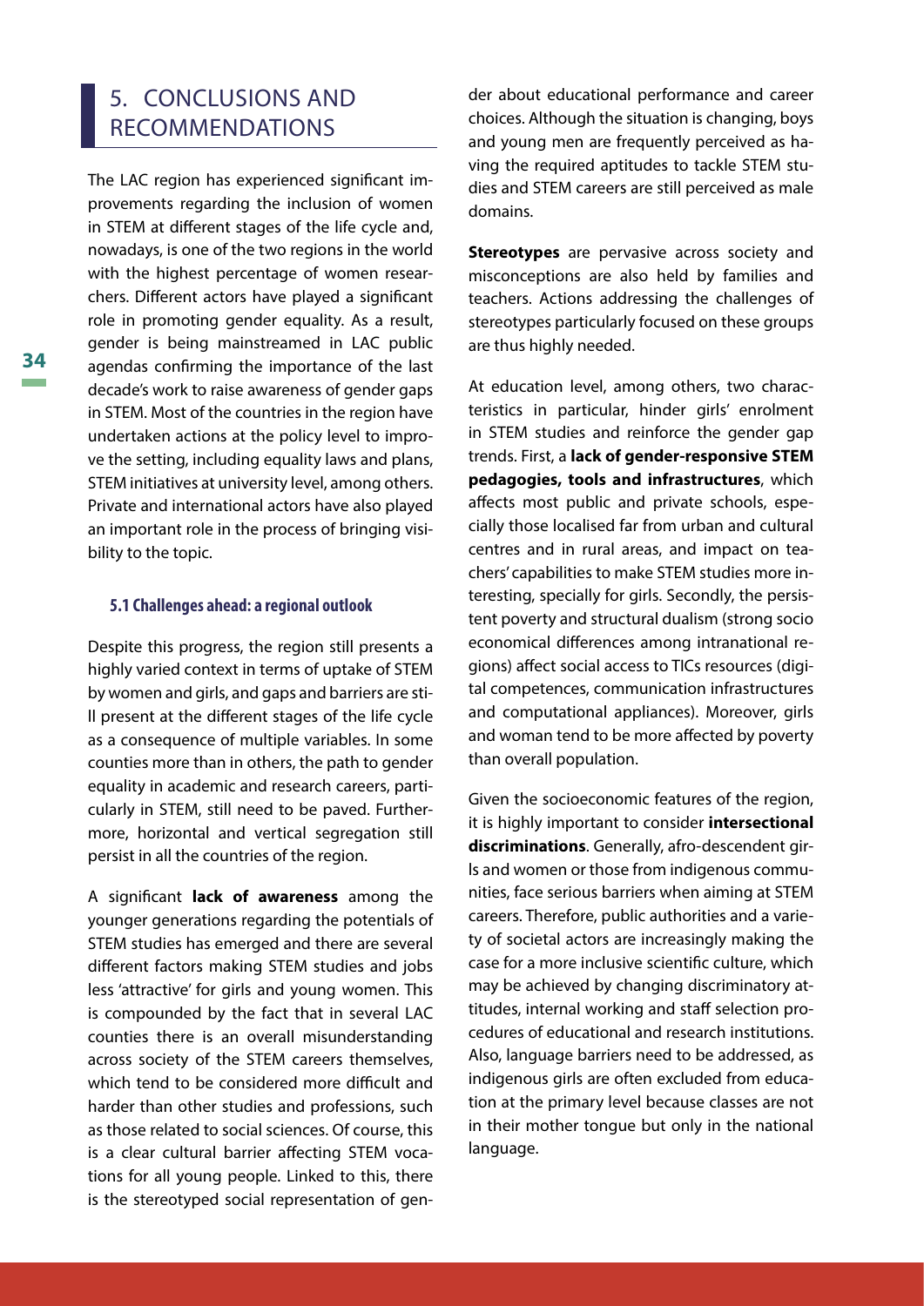## 5. CONCLUSIONS AND RECOMMENDATIONS

The LAC region has experienced significant improvements regarding the inclusion of women in STEM at different stages of the life cycle and, nowadays, is one of the two regions in the world with the highest percentage of women researchers. Different actors have played a significant role in promoting gender equality. As a result, gender is being mainstreamed in LAC public agendas confirming the importance of the last decade's work to raise awareness of gender gaps in STEM. Most of the countries in the region have undertaken actions at the policy level to improve the setting, including equality laws and plans, STEM initiatives at university level, among others. Private and international actors have also played an important role in the process of bringing visibility to the topic.

### 5.1 Challenges ahead: a regional outlook

Despite this progress, the region still presents a highly varied context in terms of uptake of STEM by women and girls, and gaps and barriers are still present at the different stages of the life cycle as a consequence of multiple variables. In some counties more than in others, the path to gender equality in academic and research careers, particularly in STEM, still need to be paved. Furthermore, horizontal and vertical segregation still persist in all the countries of the region.

A significant **lack of awareness** among the younger generations regarding the potentials of STEM studies has emerged and there are several different factors making STEM studies and jobs less 'attractive' for girls and young women. This is compounded by the fact that in several LAC counties there is an overall misunderstanding across society of the STEM careers themselves, which tend to be considered more difficult and harder than other studies and professions, such as those related to social sciences. Of course, this is a clear cultural barrier affecting STEM vocations for all young people. Linked to this, there is the stereotyped social representation of gender about educational performance and career choices. Although the situation is changing, boys and young men are frequently perceived as having the required aptitudes to tackle STEM studies and STEM careers are still perceived as male domains.

**Stereotypes** are pervasive across society and misconceptions are also held by families and teachers. Actions addressing the challenges of stereotypes particularly focused on these groups are thus highly needed.

At education level, among others, two characteristics in particular, hinder girls' enrolment in STEM studies and reinforce the gender gap trends. First, a **lack of gender-responsive STEM pedagogies, tools and infrastructures**, which affects most public and private schools, especially those localised far from urban and cultural centres and in rural areas, and impact on teachers' capabilities to make STEM studies more interesting, specially for girls. Secondly, the persistent poverty and structural dualism (strong socio economical differences among intranational regions) affect social access to TICs resources (digital competences, communication infrastructures and computational appliances). Moreover, girls and woman tend to be more affected by poverty than overall population.

Given the socioeconomic features of the region, it is highly important to consider **intersectional discriminations**. Generally, afro-descendent girls and women or those from indigenous communities, face serious barriers when aiming at STEM careers. Therefore, public authorities and a variety of societal actors are increasingly making the case for a more inclusive scientific culture, which may be achieved by changing discriminatory attitudes, internal working and staff selection procedures of educational and research institutions. Also, language barriers need to be addressed, as indigenous girls are often excluded from education at the primary level because classes are not in their mother tongue but only in the national language.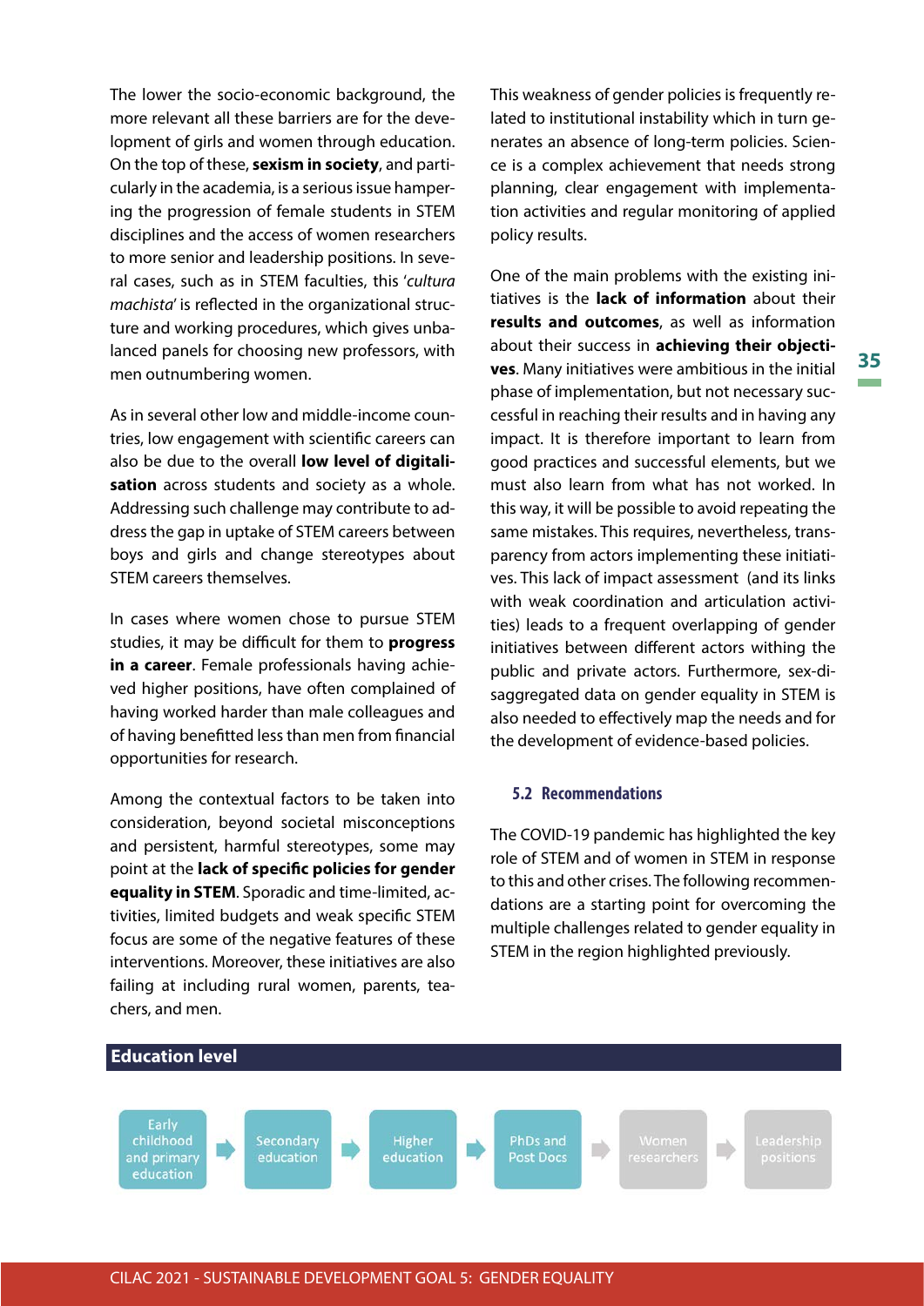The lower the socio-economic background, the more relevant all these barriers are for the development of girls and women through education. On the top of these, **sexism in society**, and particularly in the academia, is a serious issue hampering the progression of female students in STEM disciplines and the access of women researchers to more senior and leadership positions. In several cases, such as in STEM faculties, this '*cultura machista*' is reflected in the organizational structure and working procedures, which gives unbalanced panels for choosing new professors, with men outnumbering women.

As in several other low and middle-income countries, low engagement with scientific careers can also be due to the overall **low level of digitalisation** across students and society as a whole. Addressing such challenge may contribute to address the gap in uptake of STEM careers between boys and girls and change stereotypes about STEM careers themselves.

In cases where women chose to pursue STEM studies, it may be difficult for them to **progress in a career**. Female professionals having achieved higher positions, have often complained of having worked harder than male colleagues and of having benefitted less than men from financial opportunities for research.

Among the contextual factors to be taken into consideration, beyond societal misconceptions and persistent, harmful stereotypes, some may point at the **lack of specific policies for gender equality in STEM**. Sporadic and time-limited, activities, limited budgets and weak specific STEM focus are some of the negative features of these interventions. Moreover, these initiatives are also failing at including rural women, parents, teachers, and men.

This weakness of gender policies is frequently related to institutional instability which in turn generates an absence of long-term policies. Science is a complex achievement that needs strong planning, clear engagement with implementation activities and regular monitoring of applied policy results.

One of the main problems with the existing initiatives is the **lack of information** about their **results and outcomes**, as well as information about their success in **achieving their objectives**. Many initiatives were ambitious in the initial phase of implementation, but not necessary successful in reaching their results and in having any impact. It is therefore important to learn from good practices and successful elements, but we must also learn from what has not worked. In this way, it will be possible to avoid repeating the same mistakes. This requires, nevertheless, transparency from actors implementing these initiatives. This lack of impact assessment (and its links with weak coordination and articulation activities) leads to a frequent overlapping of gender initiatives between different actors withing the public and private actors. Furthermore, sex-disaggregated data on gender equality in STEM is also needed to effectively map the needs and for the development of evidence-based policies.

### 5.2 Recommendations

The COVID-19 pandemic has highlighted the key role of STEM and of women in STEM in response to this and other crises. The following recommendations are a starting point for overcoming the multiple challenges related to gender equality in STEM in the region highlighted previously.

**Education level**

Early childhood and primary education → Secondary education → Higher education → PhDs and Post Docs → Women researchers → Leadership positions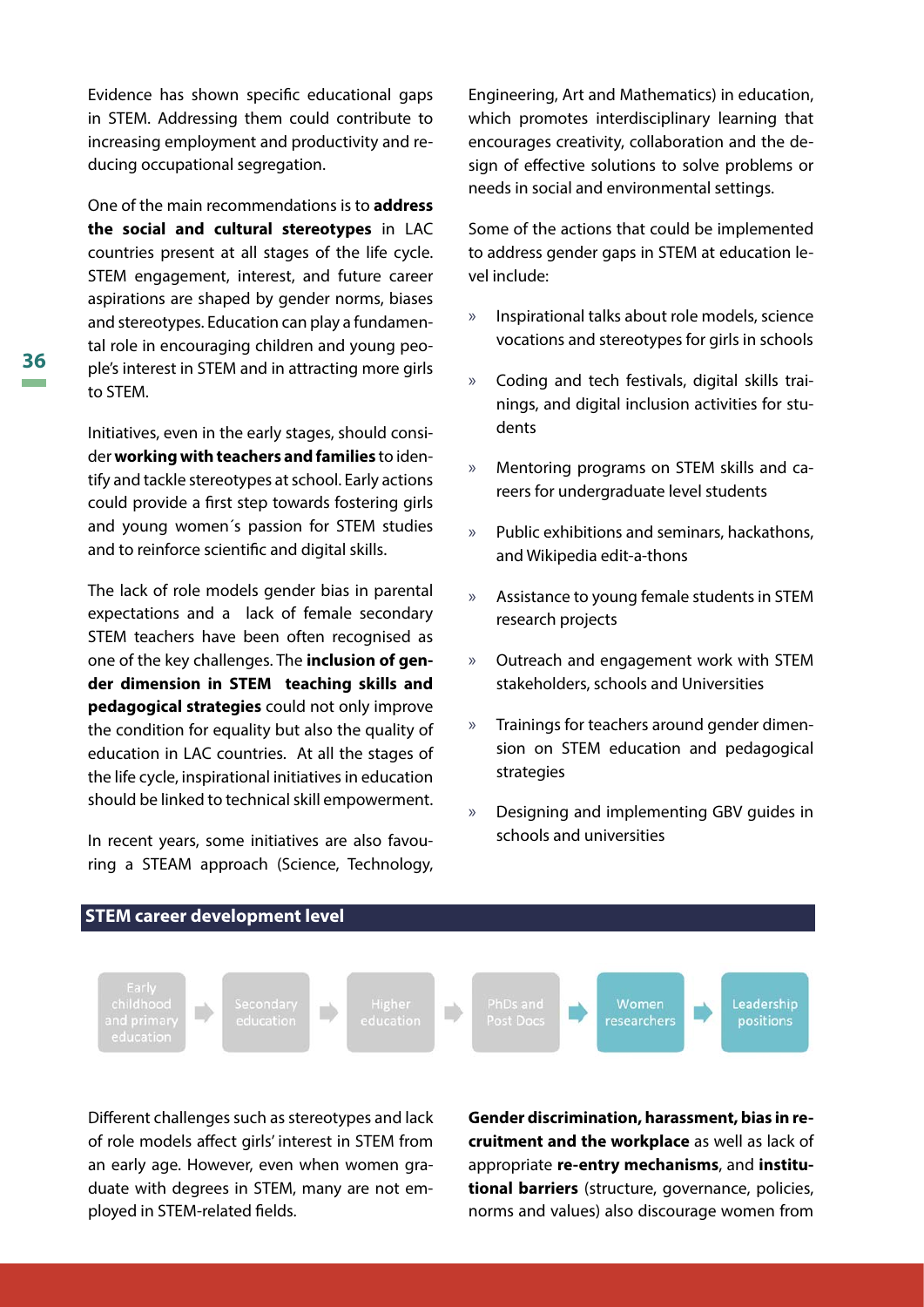Evidence has shown specific educational gaps in STEM. Addressing them could contribute to increasing employment and productivity and reducing occupational segregation.

One of the main recommendations is to **address the social and cultural stereotypes** in LAC countries present at all stages of the life cycle. STEM engagement, interest, and future career aspirations are shaped by gender norms, biases and stereotypes. Education can play a fundamental role in encouraging children and young people's interest in STEM and in attracting more girls to STEM.

Initiatives, even in the early stages, should consider **working with teachers and families** to identify and tackle stereotypes at school. Early actions could provide a first step towards fostering girls and young women´s passion for STEM studies and to reinforce scientific and digital skills.

The lack of role models gender bias in parental expectations and a lack of female secondary STEM teachers have been often recognised as one of the key challenges. The **inclusion of gender dimension in STEM teaching skills and pedagogical strategies** could not only improve the condition for equality but also the quality of education in LAC countries. At all the stages of the life cycle, inspirational initiatives in education should be linked to technical skill empowerment.

In recent years, some initiatives are also favouring a STEAM approach (Science, Technology, Engineering, Art and Mathematics) in education, which promotes interdisciplinary learning that encourages creativity, collaboration and the design of effective solutions to solve problems or needs in social and environmental settings.

Some of the actions that could be implemented to address gender gaps in STEM at education level include:

- Inspirational talks about role models, science vocations and stereotypes for girls in schools
- Coding and tech festivals, digital skills trainings, and digital inclusion activities for students
- Mentoring programs on STEM skills and careers for undergraduate level students
- Public exhibitions and seminars, hackathons, and Wikipedia edit-a-thons
- Assistance to young female students in STEM research projects
- Outreach and engagement work with STEM stakeholders, schools and Universities
- Trainings for teachers around gender dimension on STEM education and pedagogical strategies
- Designing and implementing GBV guides in schools and universities

## STEM career development level

Early childhood and primary education → Secondary education → Higher education → PhDs and Post Docs → Women researchers → Leadership positions

Different challenges such as stereotypes and lack of role models affect girls' interest in STEM from an early age. However, even when women graduate with degrees in STEM, many are not employed in STEM-related fields.

**Gender discrimination, harassment, bias in recruitment and the workplace** as well as lack of appropriate **re-entry mechanisms**, and **institutional barriers** (structure, governance, policies, norms and values) also discourage women from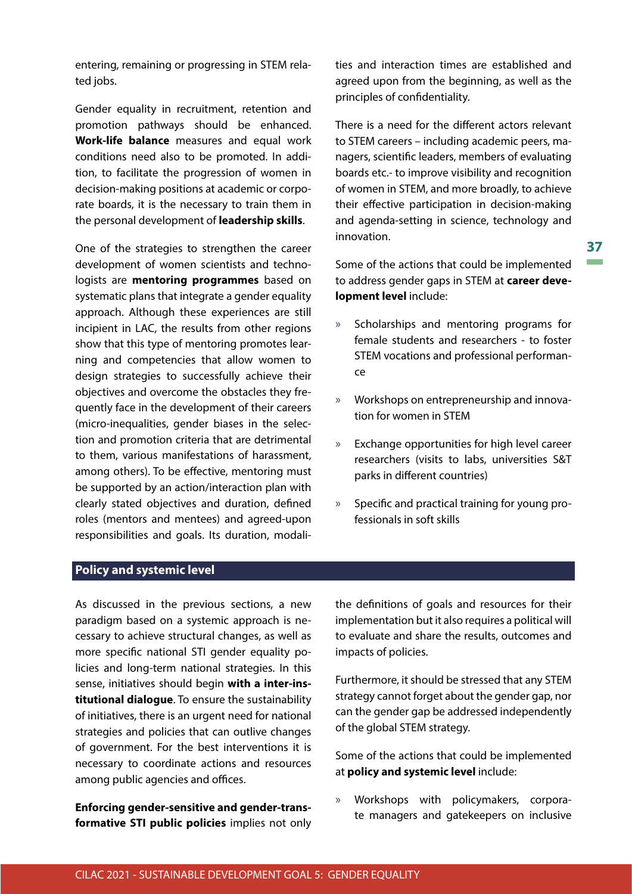entering, remaining or progressing in STEM related jobs.

Gender equality in recruitment, retention and promotion pathways should be enhanced. **Work-life balance** measures and equal work conditions need also to be promoted. In addition, to facilitate the progression of women in decision-making positions at academic or corporate boards, it is the necessary to train them in the personal development of **leadership skills**.

One of the strategies to strengthen the career development of women scientists and technologists are **mentoring programmes** based on systematic plans that integrate a gender equality approach. Although these experiences are still incipient in LAC, the results from other regions show that this type of mentoring promotes learning and competencies that allow women to design strategies to successfully achieve their objectives and overcome the obstacles they frequently face in the development of their careers (micro-inequalities, gender biases in the selection and promotion criteria that are detrimental to them, various manifestations of harassment, among others). To be effective, mentoring must be supported by an action/interaction plan with clearly stated objectives and duration, defined roles (mentors and mentees) and agreed-upon responsibilities and goals. Its duration, modalities and interaction times are established and agreed upon from the beginning, as well as the principles of confidentiality.

There is a need for the different actors relevant to STEM careers – including academic peers, managers, scientific leaders, members of evaluating boards etc.- to improve visibility and recognition of women in STEM, and more broadly, to achieve their effective participation in decision-making and agenda-setting in science, technology and innovation.

Some of the actions that could be implemented to address gender gaps in STEM at **career development level** include:

- Scholarships and mentoring programs for female students and researchers - to foster STEM vocations and professional performance
- Workshops on entrepreneurship and innovation for women in STEM
- Exchange opportunities for high level career researchers (visits to labs, universities S&T parks in different countries)
- Specific and practical training for young professionals in soft skills

## Policy and systemic level

As discussed in the previous sections, a new paradigm based on a systemic approach is necessary to achieve structural changes, as well as more specific national STI gender equality policies and long-term national strategies. In this sense, initiatives should begin **with a inter-institutional dialogue**. To ensure the sustainability of initiatives, there is an urgent need for national strategies and policies that can outlive changes of government. For the best interventions it is necessary to coordinate actions and resources among public agencies and offices.

**Enforcing gender-sensitive and gender-transformative STI public policies** implies not only the definitions of goals and resources for their implementation but it also requires a political will to evaluate and share the results, outcomes and impacts of policies.

Furthermore, it should be stressed that any STEM strategy cannot forget about the gender gap, nor can the gender gap be addressed independently of the global STEM strategy.

Some of the actions that could be implemented at **policy and systemic level** include:

- Workshops with policymakers, corporate managers and gatekeepers on inclusive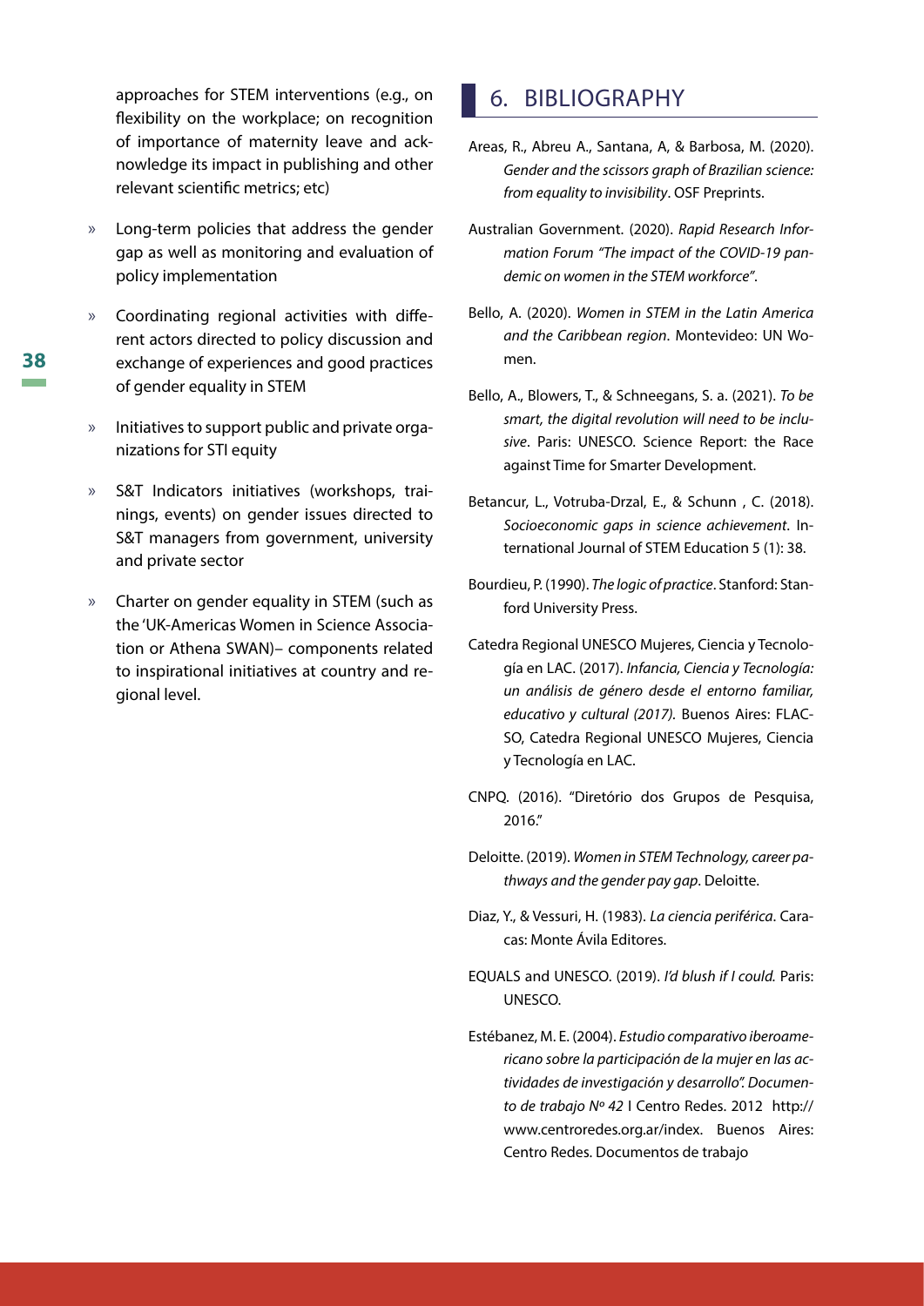approaches for STEM interventions (e.g., on flexibility on the workplace; on recognition of importance of maternity leave and acknowledge its impact in publishing and other relevant scientific metrics; etc)

- Long-term policies that address the gender gap as well as monitoring and evaluation of policy implementation
- Coordinating regional activities with different actors directed to policy discussion and exchange of experiences and good practices of gender equality in STEM
- Initiatives to support public and private organizations for STI equity
- S&T Indicators initiatives (workshops, trainings, events) on gender issues directed to S&T managers from government, university and private sector
- Charter on gender equality in STEM (such as the 'UK-Americas Women in Science Association or Athena SWAN)– components related to inspirational initiatives at country and regional level.

## 6. BIBLIOGRAPHY

Areas, R., Abreu A., Santana, A, & Barbosa, M. (2020). *Gender and the scissors graph of Brazilian science: from equality to invisibility*. OSF Preprints.

Australian Government. (2020). *Rapid Research Information Forum "The impact of the COVID-19 pandemic on women in the STEM workforce"*.

Bello, A. (2020). *Women in STEM in the Latin America and the Caribbean region*. Montevideo: UN Women.

Bello, A., Blowers, T., & Schneegans, S. a. (2021). *To be smart, the digital revolution will need to be inclusive*. Paris: UNESCO. Science Report: the Race against Time for Smarter Development.

Betancur, L., Votruba-Drzal, E., & Schunn , C. (2018). *Socioeconomic gaps in science achievement*. International Journal of STEM Education 5 (1): 38.

Bourdieu, P. (1990). *The logic of practice*. Stanford: Stanford University Press.

Catedra Regional UNESCO Mujeres, Ciencia y Tecnología en LAC. (2017). *Infancia, Ciencia y Tecnología: un análisis de género desde el entorno familiar, educativo y cultural (2017).* Buenos Aires: FLACSO, Catedra Regional UNESCO Mujeres, Ciencia y Tecnología en LAC.

CNPQ. (2016). "Diretório dos Grupos de Pesquisa, 2016."

Deloitte. (2019). *Women in STEM Technology, career pathways and the gender pay gap*. Deloitte.

Diaz, Y., & Vessuri, H. (1983). *La ciencia periférica*. Caracas: Monte Ávila Editores.

EQUALS and UNESCO. (2019). *I'd blush if I could.* Paris: UNESCO.

Estébanez, M. E. (2004). *Estudio comparativo iberoamericano sobre la participación de la mujer en las actividades de investigación y desarrollo". Documento de trabajo Nº 42* I Centro Redes. 2012 http://www.centroredes.org.ar/index. Buenos Aires: Centro Redes. Documentos de trabajo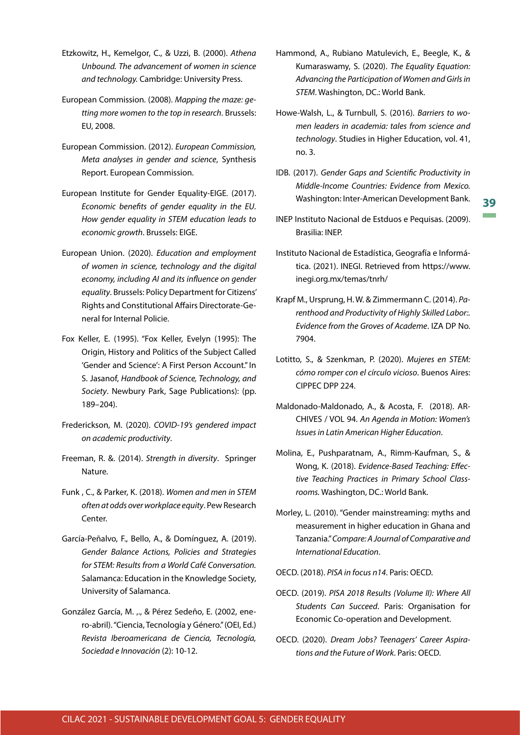Etzkowitz, H., Kemelgor, C., & Uzzi, B. (2000). *Athena Unbound. The advancement of women in science and technology.* Cambridge: University Press.

European Commission. (2008). *Mapping the maze: getting more women to the top in research*. Brussels: EU, 2008.

European Commission. (2012). *European Commission, Meta analyses in gender and science*, Synthesis Report. European Commission.

European Institute for Gender Equality-EIGE. (2017). *Economic benefits of gender equality in the EU. How gender equality in STEM education leads to economic growth*. Brussels: EIGE.

European Union. (2020). *Education and employment of women in science, technology and the digital economy, including AI and its influence on gender equality*. Brussels: Policy Department for Citizens' Rights and Constitutional Affairs Directorate-General for Internal Policie.

Fox Keller, E. (1995). "Fox Keller, Evelyn (1995): The Origin, History and Politics of the Subject Called 'Gender and Science': A First Person Account." In S. Jasanof, *Handbook of Science, Technology, and Society*. Newbury Park, Sage Publications): (pp. 189–204).

Frederickson, M. (2020). *COVID-19's gendered impact on academic productivity*.

Freeman, R. &. (2014). *Strength in diversity*. Springer Nature.

Funk , C., & Parker, K. (2018). *Women and men in STEM often at odds over workplace equity*. Pew Research Center.

García-Peñalvo, F., Bello, A., & Domínguez, A. (2019). *Gender Balance Actions, Policies and Strategies for STEM: Results from a World Café Conversation.* Salamanca: Education in the Knowledge Society, University of Salamanca.

González García, M. ,., & Pérez Sedeño, E. (2002, enero-abril). "Ciencia, Tecnología y Género." (OEI, Ed.) *Revista Iberoamericana de Ciencia, Tecnología, Sociedad e Innovación* (2): 10-12.

Hammond, A., Rubiano Matulevich, E., Beegle, K., & Kumaraswamy, S. (2020). *The Equality Equation: Advancing the Participation of Women and Girls in STEM*. Washington, DC.: World Bank.

Howe-Walsh, L., & Turnbull, S. (2016). *Barriers to women leaders in academia: tales from science and technology*. Studies in Higher Education, vol. 41, no. 3.

IDB. (2017). *Gender Gaps and Scientific Productivity in Middle-Income Countries: Evidence from Mexico.* Washington: Inter-American Development Bank.

INEP Instituto Nacional de Estduos e Pequisas. (2009). Brasilia: INEP.

Instituto Nacional de Estadística, Geografía e Informática. (2021). INEGI. Retrieved from https://www.inegi.org.mx/temas/tnrh/

Krapf M., Ursprung, H. W. & Zimmermann C. (2014). *Parenthood and Productivity of Highly Skilled Labor:. Evidence from the Groves of Academe*. IZA DP No. 7904.

Lotitto, S., & Szenkman, P. (2020). *Mujeres en STEM: cómo romper con el círculo vicioso*. Buenos Aires: CIPPEC DPP 224.

Maldonado-Maldonado, A., & Acosta, F. (2018). ARCHIVES / VOL 94. *An Agenda in Motion: Women's Issues in Latin American Higher Education*.

Molina, E., Pushparatnam, A., Rimm-Kaufman, S., & Wong, K. (2018). *Evidence-Based Teaching: Effective Teaching Practices in Primary School Classrooms.* Washington, DC.: World Bank.

Morley, L. (2010). "Gender mainstreaming: myths and measurement in higher education in Ghana and Tanzania." *Compare: A Journal of Comparative and International Education*.

OECD. (2018). *PISA in focus n14*. Paris: OECD.

OECD. (2019). *PISA 2018 Results (Volume II): Where All Students Can Succeed*. Paris: Organisation for Economic Co-operation and Development.

OECD. (2020). *Dream Jobs? Teenagers' Career Aspirations and the Future of Work*. Paris: OECD.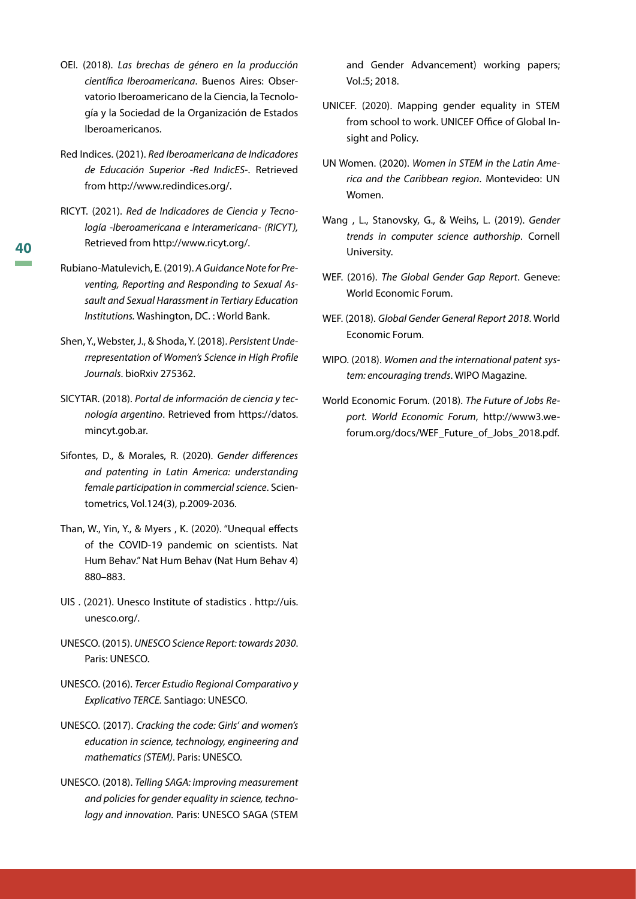OEI. (2018). *Las brechas de género en la producción científica Iberoamericana*. Buenos Aires: Observatorio Iberoamericano de la Ciencia, la Tecnología y la Sociedad de la Organización de Estados Iberoamericanos.

Red Indices. (2021). *Red Iberoamericana de Indicadores de Educación Superior -Red IndicES-*. Retrieved from http://www.redindices.org/.

RICYT. (2021). *Red de Indicadores de Ciencia y Tecnología -Iberoamericana e Interamericana- (RICYT),* Retrieved from http://www.ricyt.org/.

Rubiano-Matulevich, E. (2019). *A Guidance Note for Preventing, Reporting and Responding to Sexual Assault and Sexual Harassment in Tertiary Education Institutions.* Washington, DC. : World Bank.

Shen, Y., Webster, J., & Shoda, Y. (2018). *Persistent Underrepresentation of Women's Science in High Profile Journals*. bioRxiv 275362.

SICYTAR. (2018). *Portal de información de ciencia y tecnología argentino*. Retrieved from https://datos.mincyt.gob.ar.

Sifontes, D., & Morales, R. (2020). *Gender differences and patenting in Latin America: understanding female participation in commercial science*. Scientometrics, Vol.124(3), p.2009-2036.

Than, W., Yin, Y., & Myers , K. (2020). "Unequal effects of the COVID-19 pandemic on scientists. Nat Hum Behav." Nat Hum Behav (Nat Hum Behav 4) 880–883.

UIS . (2021). Unesco Institute of stadistics . http://uis.unesco.org/.

UNESCO. (2015). *UNESCO Science Report: towards 2030*. Paris: UNESCO.

UNESCO. (2016). *Tercer Estudio Regional Comparativo y Explicativo TERCE.* Santiago: UNESCO.

UNESCO. (2017). *Cracking the code: Girls' and women's education in science, technology, engineering and mathematics (STEM)*. Paris: UNESCO.

UNESCO. (2018). *Telling SAGA: improving measurement and policies for gender equality in science, technology and innovation.* Paris: UNESCO SAGA (STEM and Gender Advancement) working papers; Vol.:5; 2018.

UNICEF. (2020). Mapping gender equality in STEM from school to work. UNICEF Office of Global Insight and Policy.

UN Women. (2020). *Women in STEM in the Latin America and the Caribbean region*. Montevideo: UN Women.

Wang , L., Stanovsky, G., & Weihs, L. (2019). *Gender trends in computer science authorship*. Cornell University.

WEF. (2016). *The Global Gender Gap Report*. Geneve: World Economic Forum.

WEF. (2018). *Global Gender General Report 2018*. World Economic Forum.

WIPO. (2018). *Women and the international patent system: encouraging trends*. WIPO Magazine.

World Economic Forum. (2018). *The Future of Jobs Report. World Economic Forum*, http://www3.weforum.org/docs/WEF_Future_of_Jobs_2018.pdf.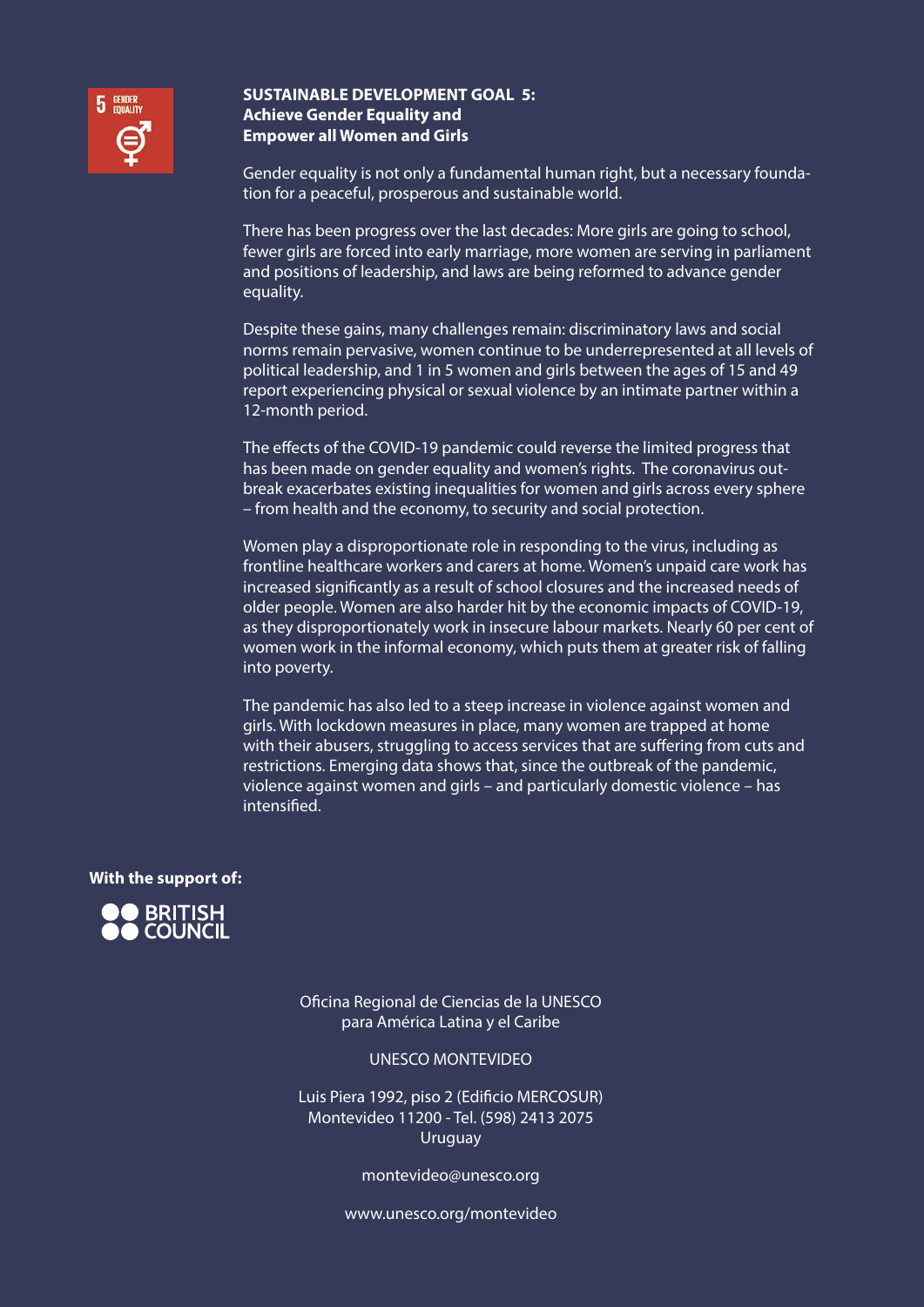5 GENDER EQUALITY

**SUSTAINABLE DEVELOPMENT GOAL 5:**
**Achieve Gender Equality and**
**Empower all Women and Girls**

Gender equality is not only a fundamental human right, but a necessary foundation for a peaceful, prosperous and sustainable world.

There has been progress over the last decades: More girls are going to school, fewer girls are forced into early marriage, more women are serving in parliament and positions of leadership, and laws are being reformed to advance gender equality.

Despite these gains, many challenges remain: discriminatory laws and social norms remain pervasive, women continue to be underrepresented at all levels of political leadership, and 1 in 5 women and girls between the ages of 15 and 49 report experiencing physical or sexual violence by an intimate partner within a 12-month period.

The effects of the COVID-19 pandemic could reverse the limited progress that has been made on gender equality and women's rights. The coronavirus outbreak exacerbates existing inequalities for women and girls across every sphere – from health and the economy, to security and social protection.

Women play a disproportionate role in responding to the virus, including as frontline healthcare workers and carers at home. Women's unpaid care work has increased significantly as a result of school closures and the increased needs of older people. Women are also harder hit by the economic impacts of COVID-19, as they disproportionately work in insecure labour markets. Nearly 60 per cent of women work in the informal economy, which puts them at greater risk of falling into poverty.

The pandemic has also led to a steep increase in violence against women and girls. With lockdown measures in place, many women are trapped at home with their abusers, struggling to access services that are suffering from cuts and restrictions. Emerging data shows that, since the outbreak of the pandemic, violence against women and girls – and particularly domestic violence – has intensified.

**With the support of:**

BRITISH COUNCIL

Oficina Regional de Ciencias de la UNESCO
para América Latina y el Caribe

UNESCO MONTEVIDEO

Luis Piera 1992, piso 2 (Edificio MERCOSUR)
Montevideo 11200 - Tel. (598) 2413 2075
Uruguay

montevideo@unesco.org

www.unesco.org/montevideo